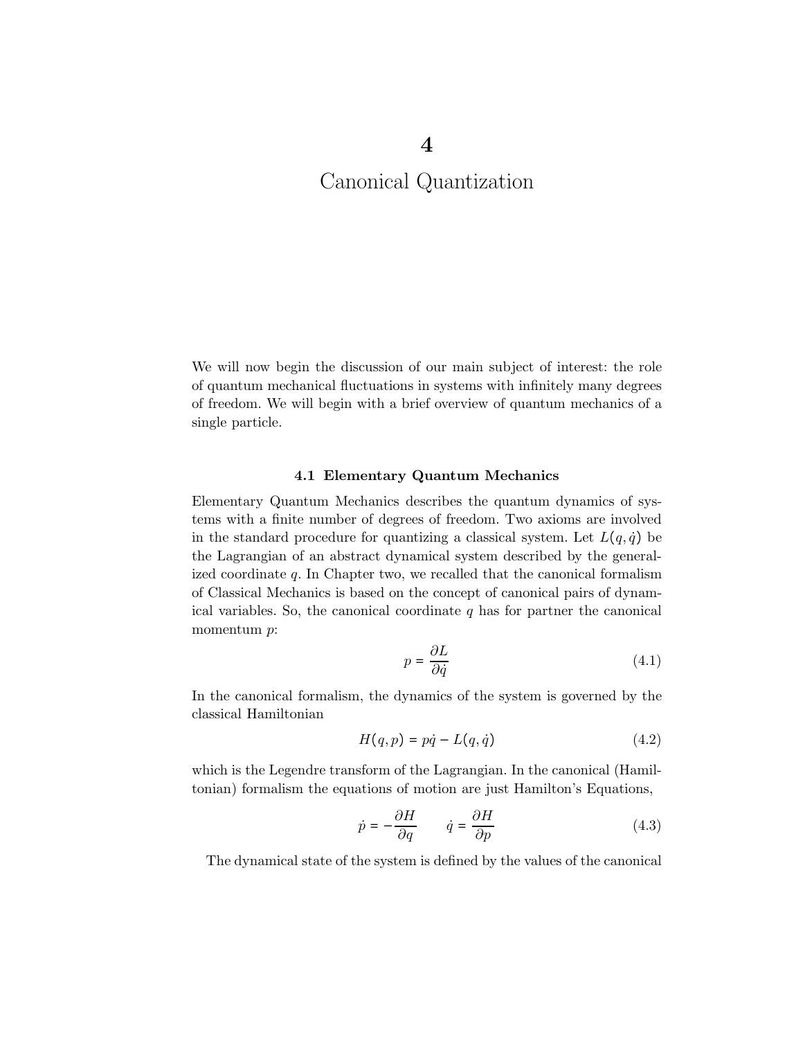# 4

# Canonical Quantization

We will now begin the discussion of our main subject of interest: the role of quantum mechanical fluctuations in systems with infinitely many degrees of freedom. We will begin with a brief overview of quantum mechanics of a single particle.

## 4.1 Elementary Quantum Mechanics

Elementary Quantum Mechanics describes the quantum dynamics of systems with a finite number of degrees of freedom. Two axioms are involved in the standard procedure for quantizing a classical system. Let $L(q, \dot{q})$ be the Lagrangian of an abstract dynamical system described by the generalized coordinate $q$. In Chapter two, we recalled that the canonical formalism of Classical Mechanics is based on the concept of canonical pairs of dynamical variables. So, the canonical coordinate $q$ has for partner the canonical momentum $p$:

$$p = \frac{\partial L}{\partial \dot{q}} \tag{4.1}$$

In the canonical formalism, the dynamics of the system is governed by the classical Hamiltonian

$$H(q, p) = p\dot{q} - L(q, \dot{q}) \tag{4.2}$$

which is the Legendre transform of the Lagrangian. In the canonical (Hamiltonian) formalism the equations of motion are just Hamilton's Equations,

$$\dot{p} = -\frac{\partial H}{\partial q} \qquad \dot{q} = \frac{\partial H}{\partial p} \tag{4.3}$$

The dynamical state of the system is defined by the values of the canonical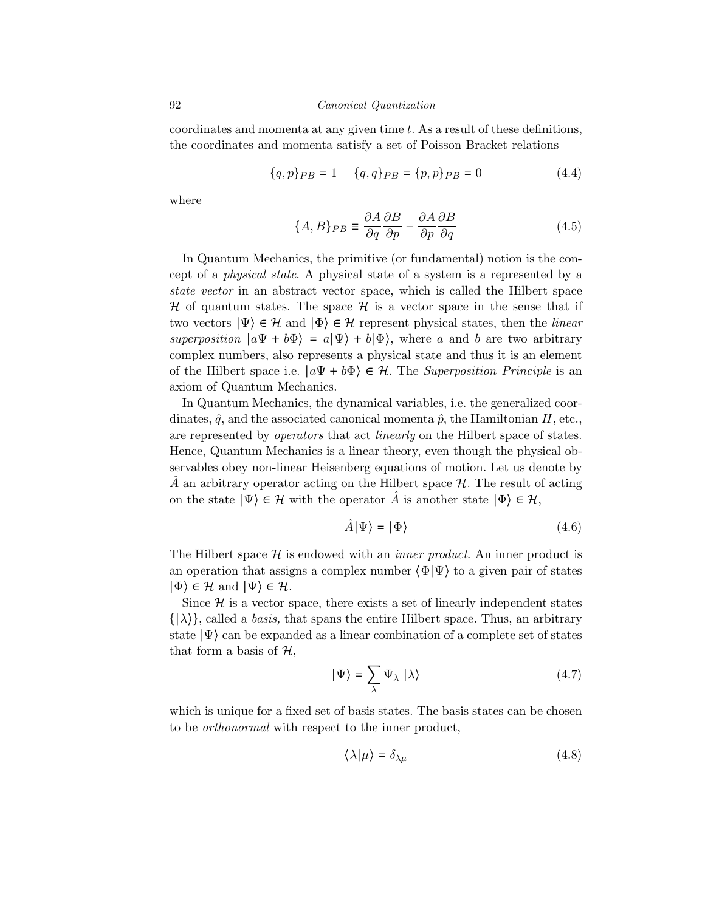coordinates and momenta at any given time $t$. As a result of these definitions, the coordinates and momenta satisfy a set of Poisson Bracket relations

$$\{q, p\}_{PB} = 1 \qquad \{q, q\}_{PB} = \{p, p\}_{PB} = 0 \tag{4.4}$$

where

$$\{A, B\}_{PB} \equiv \frac{\partial A}{\partial q}\frac{\partial B}{\partial p} - \frac{\partial A}{\partial p}\frac{\partial B}{\partial q} \tag{4.5}$$

In Quantum Mechanics, the primitive (or fundamental) notion is the concept of a *physical state*. A physical state of a system is a represented by a *state vector* in an abstract vector space, which is called the Hilbert space $\mathcal{H}$ of quantum states. The space $\mathcal{H}$ is a vector space in the sense that if two vectors $|\Psi\rangle \in \mathcal{H}$ and $|\Phi\rangle \in \mathcal{H}$ represent physical states, then the *linear superposition* $|a\Psi + b\Phi\rangle = a|\Psi\rangle + b|\Phi\rangle$, where $a$ and $b$ are two arbitrary complex numbers, also represents a physical state and thus it is an element of the Hilbert space i.e. $|a\Psi + b\Phi\rangle \in \mathcal{H}$. The *Superposition Principle* is an axiom of Quantum Mechanics.

In Quantum Mechanics, the dynamical variables, i.e. the generalized coordinates, $\hat{q}$, and the associated canonical momenta $\hat{p}$, the Hamiltonian $H$, etc., are represented by *operators* that act *linearly* on the Hilbert space of states. Hence, Quantum Mechanics is a linear theory, even though the physical observables obey non-linear Heisenberg equations of motion. Let us denote by $\hat{A}$ an arbitrary operator acting on the Hilbert space $\mathcal{H}$. The result of acting on the state $|\Psi\rangle \in \mathcal{H}$ with the operator $\hat{A}$ is another state $|\Phi\rangle \in \mathcal{H}$,

$$\hat{A}|\Psi\rangle = |\Phi\rangle \tag{4.6}$$

The Hilbert space $\mathcal{H}$ is endowed with an *inner product*. An inner product is an operation that assigns a complex number $\langle\Phi|\Psi\rangle$ to a given pair of states $|\Phi\rangle \in \mathcal{H}$ and $|\Psi\rangle \in \mathcal{H}$.

Since $\mathcal{H}$ is a vector space, there exists a set of linearly independent states $\{|\lambda\rangle\}$, called a *basis,* that spans the entire Hilbert space. Thus, an arbitrary state $|\Psi\rangle$ can be expanded as a linear combination of a complete set of states that form a basis of $\mathcal{H}$,

$$|\Psi\rangle = \sum_{\lambda} \Psi_{\lambda}\, |\lambda\rangle \tag{4.7}$$

which is unique for a fixed set of basis states. The basis states can be chosen to be *orthonormal* with respect to the inner product,

$$\langle\lambda|\mu\rangle = \delta_{\lambda\mu} \tag{4.8}$$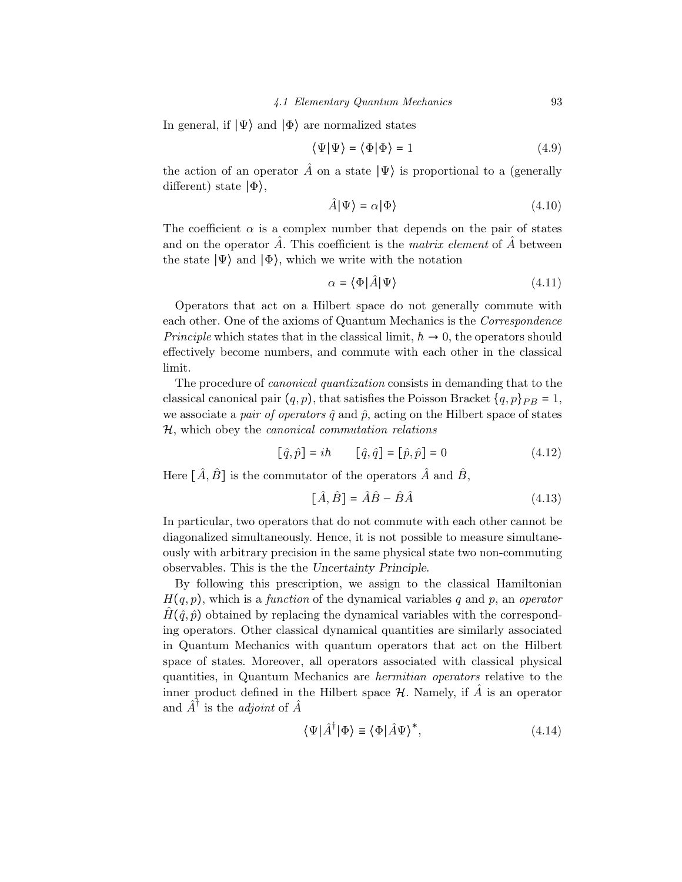In general, if $|\Psi\rangle$ and $|\Phi\rangle$ are normalized states

$$\langle\Psi|\Psi\rangle = \langle\Phi|\Phi\rangle = 1 \tag{4.9}$$

the action of an operator $\hat{A}$ on a state $|\Psi\rangle$ is proportional to a (generally different) state $|\Phi\rangle$,

$$\hat{A}|\Psi\rangle = \alpha|\Phi\rangle \tag{4.10}$$

The coefficient $\alpha$ is a complex number that depends on the pair of states and on the operator $\hat{A}$. This coefficient is the *matrix element* of $\hat{A}$ between the state $|\Psi\rangle$ and $|\Phi\rangle$, which we write with the notation

$$\alpha = \langle\Phi|\hat{A}|\Psi\rangle \tag{4.11}$$

Operators that act on a Hilbert space do not generally commute with each other. One of the axioms of Quantum Mechanics is the *Correspondence Principle* which states that in the classical limit, $\hbar \to 0$, the operators should effectively become numbers, and commute with each other in the classical limit.

The procedure of *canonical quantization* consists in demanding that to the classical canonical pair $(q, p)$, that satisfies the Poisson Bracket $\{q, p\}_{PB} = 1$, we associate a *pair of operators* $\hat{q}$ and $\hat{p}$, acting on the Hilbert space of states $\mathcal{H}$, which obey the *canonical commutation relations*

$$[\hat{q}, \hat{p}] = i\hbar \qquad [\hat{q}, \hat{q}] = [\hat{p}, \hat{p}] = 0 \tag{4.12}$$

Here $[\hat{A}, \hat{B}]$ is the commutator of the operators $\hat{A}$ and $\hat{B}$,

$$[\hat{A}, \hat{B}] = \hat{A}\hat{B} - \hat{B}\hat{A} \tag{4.13}$$

In particular, two operators that do not commute with each other cannot be diagonalized simultaneously. Hence, it is not possible to measure simultaneously with arbitrary precision in the same physical state two non-commuting observables. This is the the *Uncertainty Principle*.

By following this prescription, we assign to the classical Hamiltonian $H(q, p)$, which is a *function* of the dynamical variables $q$ and $p$, an *operator* $\hat{H}(\hat{q}, \hat{p})$ obtained by replacing the dynamical variables with the corresponding operators. Other classical dynamical quantities are similarly associated in Quantum Mechanics with quantum operators that act on the Hilbert space of states. Moreover, all operators associated with classical physical quantities, in Quantum Mechanics are *hermitian operators* relative to the inner product defined in the Hilbert space $\mathcal{H}$. Namely, if $\hat{A}$ is an operator and $\hat{A}^{\dagger}$ is the *adjoint* of $\hat{A}$

$$\langle\Psi|\hat{A}^{\dagger}|\Phi\rangle \equiv \langle\Phi|\hat{A}\Psi\rangle^{*}, \tag{4.14}$$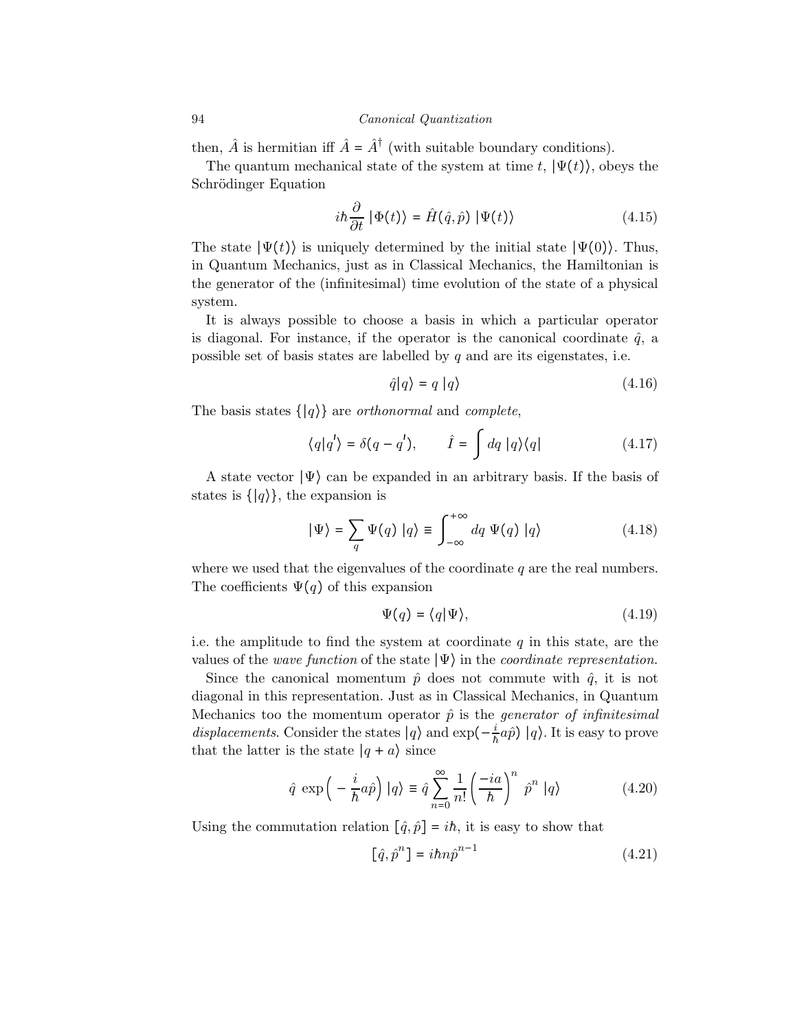then, $\hat{A}$ is hermitian iff $\hat{A} = \hat{A}^\dagger$ (with suitable boundary conditions).

The quantum mechanical state of the system at time $t$, $|\Psi(t)\rangle$, obeys the Schrödinger Equation

$$i\hbar \frac{\partial}{\partial t} |\Phi(t)\rangle = \hat{H}(\hat{q}, \hat{p})\ |\Psi(t)\rangle \tag{4.15}$$

The state $|\Psi(t)\rangle$ is uniquely determined by the initial state $|\Psi(0)\rangle$. Thus, in Quantum Mechanics, just as in Classical Mechanics, the Hamiltonian is the generator of the (infinitesimal) time evolution of the state of a physical system.

It is always possible to choose a basis in which a particular operator is diagonal. For instance, if the operator is the canonical coordinate $\hat{q}$, a possible set of basis states are labelled by $q$ and are its eigenstates, i.e.

$$\hat{q}|q\rangle = q\ |q\rangle \tag{4.16}$$

The basis states $\{|q\rangle\}$ are *orthonormal* and *complete*,

$$\langle q|q^{'}\rangle = \delta(q - q^{'}), \qquad \hat{I} = \int dq\ |q\rangle\langle q| \tag{4.17}$$

A state vector $|\Psi\rangle$ can be expanded in an arbitrary basis. If the basis of states is $\{|q\rangle\}$, the expansion is

$$|\Psi\rangle = \sum_q \Psi(q)\ |q\rangle \equiv \int_{-\infty}^{+\infty} dq\ \Psi(q)\ |q\rangle \tag{4.18}$$

where we used that the eigenvalues of the coordinate $q$ are the real numbers. The coefficients $\Psi(q)$ of this expansion

$$\Psi(q) = \langle q|\Psi\rangle, \tag{4.19}$$

i.e. the amplitude to find the system at coordinate $q$ in this state, are the values of the *wave function* of the state $|\Psi\rangle$ in the *coordinate representation*.

Since the canonical momentum $\hat{p}$ does not commute with $\hat{q}$, it is not diagonal in this representation. Just as in Classical Mechanics, in Quantum Mechanics too the momentum operator $\hat{p}$ is the *generator of infinitesimal displacements*. Consider the states $|q\rangle$ and $\exp(-\frac{i}{\hbar}a\hat{p})\ |q\rangle$. It is easy to prove that the latter is the state $|q + a\rangle$ since

$$\hat{q}\ \exp\Big(-\frac{i}{\hbar}a\hat{p}\Big)\ |q\rangle \equiv \hat{q}\sum_{n=0}^{\infty}\frac{1}{n!}\left(\frac{-ia}{\hbar}\right)^n\ \hat{p}^n\ |q\rangle \tag{4.20}$$

Using the commutation relation $[\hat{q}, \hat{p}] = i\hbar$, it is easy to show that

$$[\hat{q}, \hat{p}^n] = i\hbar n\hat{p}^{n-1} \tag{4.21}$$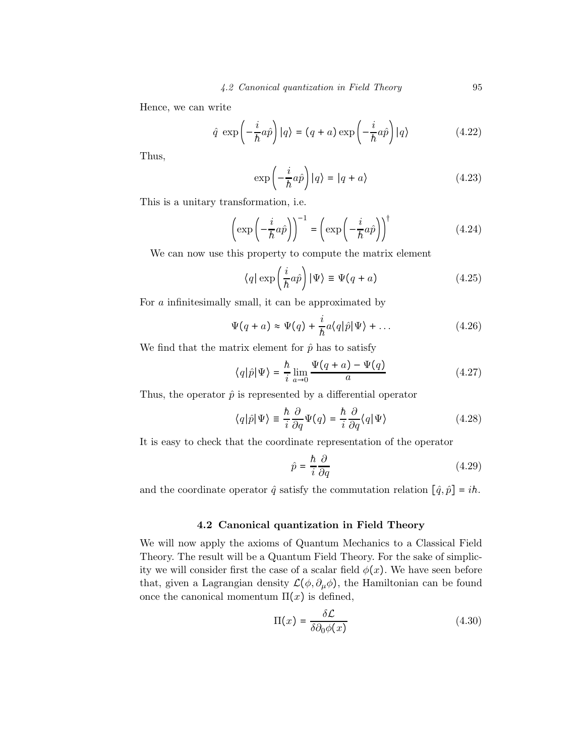Hence, we can write

$$\hat{q}\ \exp\left(-\frac{i}{\hbar}a\hat{p}\right)|q\rangle = (q+a)\exp\left(-\frac{i}{\hbar}a\hat{p}\right)|q\rangle \tag{4.22}$$

Thus,

$$\exp\left(-\frac{i}{\hbar}a\hat{p}\right)|q\rangle = |q+a\rangle \tag{4.23}$$

This is a unitary transformation, i.e.

$$\left(\exp\left(-\frac{i}{\hbar}a\hat{p}\right)\right)^{-1} = \left(\exp\left(-\frac{i}{\hbar}a\hat{p}\right)\right)^{\dagger} \tag{4.24}$$

We can now use this property to compute the matrix element

$$\langle q|\exp\left(\frac{i}{\hbar}a\hat{p}\right)|\Psi\rangle \equiv \Psi(q+a) \tag{4.25}$$

For $a$ infinitesimally small, it can be approximated by

$$\Psi(q+a) \approx \Psi(q) + \frac{i}{\hbar}a\langle q|\hat{p}|\Psi\rangle + \ldots \tag{4.26}$$

We find that the matrix element for $\hat{p}$ has to satisfy

$$\langle q|\hat{p}|\Psi\rangle = \frac{\hbar}{i}\lim_{a\to 0}\frac{\Psi(q+a)-\Psi(q)}{a} \tag{4.27}$$

Thus, the operator $\hat{p}$ is represented by a differential operator

$$\langle q|\hat{p}|\Psi\rangle \equiv \frac{\hbar}{i}\frac{\partial}{\partial q}\Psi(q) = \frac{\hbar}{i}\frac{\partial}{\partial q}\langle q|\Psi\rangle \tag{4.28}$$

It is easy to check that the coordinate representation of the operator

$$\hat{p} = \frac{\hbar}{i}\frac{\partial}{\partial q} \tag{4.29}$$

and the coordinate operator $\hat{q}$ satisfy the commutation relation $[\hat{q},\hat{p}] = i\hbar$.

## 4.2 Canonical quantization in Field Theory

We will now apply the axioms of Quantum Mechanics to a Classical Field Theory. The result will be a Quantum Field Theory. For the sake of simplicity we will consider first the case of a scalar field $\phi(x)$. We have seen before that, given a Lagrangian density $\mathcal{L}(\phi, \partial_\mu\phi)$, the Hamiltonian can be found once the canonical momentum $\Pi(x)$ is defined,

$$\Pi(x) = \frac{\delta\mathcal{L}}{\delta\partial_0\phi(x)} \tag{4.30}$$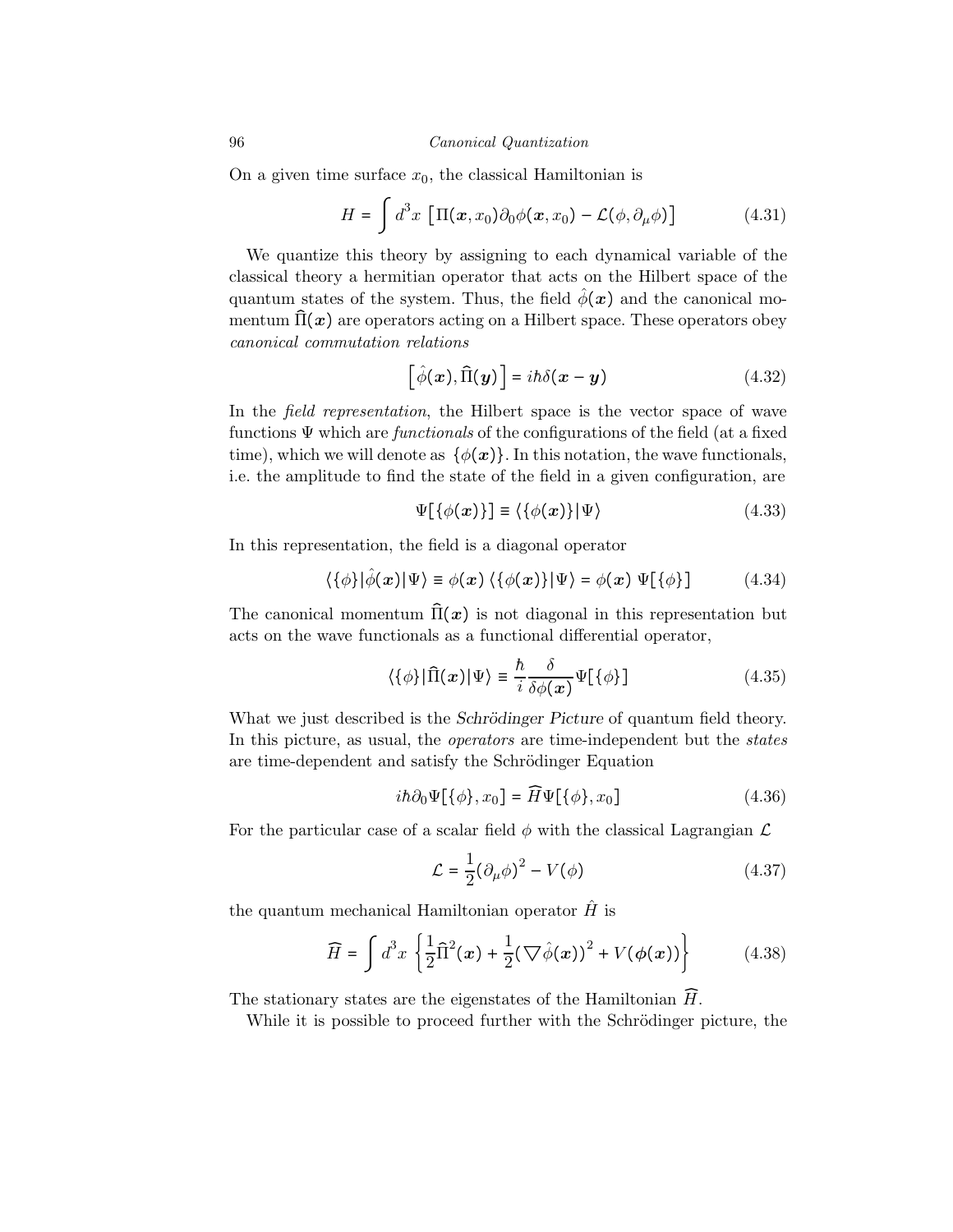On a given time surface $x_0$, the classical Hamiltonian is

$$H = \int d^3x \, \left[ \Pi(\boldsymbol{x}, x_0) \partial_0 \phi(\boldsymbol{x}, x_0) - \mathcal{L}(\phi, \partial_\mu \phi) \right] \tag{4.31}$$

We quantize this theory by assigning to each dynamical variable of the classical theory a hermitian operator that acts on the Hilbert space of the quantum states of the system. Thus, the field $\hat{\phi}(\boldsymbol{x})$ and the canonical momentum $\widehat{\Pi}(\boldsymbol{x})$ are operators acting on a Hilbert space. These operators obey *canonical commutation relations*

$$\left[ \hat{\phi}(\boldsymbol{x}), \widehat{\Pi}(\boldsymbol{y}) \right] = i\hbar \delta(\boldsymbol{x} - \boldsymbol{y}) \tag{4.32}$$

In the *field representation*, the Hilbert space is the vector space of wave functions $\Psi$ which are *functionals* of the configurations of the field (at a fixed time), which we will denote as $\{\phi(\boldsymbol{x})\}$. In this notation, the wave functionals, i.e. the amplitude to find the state of the field in a given configuration, are

$$\Psi[\{\phi(\boldsymbol{x})\}] \equiv \langle \{\phi(\boldsymbol{x})\} | \Psi \rangle \tag{4.33}$$

In this representation, the field is a diagonal operator

$$\langle \{\phi\} | \hat{\phi}(\boldsymbol{x}) | \Psi \rangle \equiv \phi(\boldsymbol{x}) \, \langle \{\phi(\boldsymbol{x})\} | \Psi \rangle = \phi(\boldsymbol{x}) \, \Psi[\{\phi\}] \tag{4.34}$$

The canonical momentum $\widehat{\Pi}(\boldsymbol{x})$ is not diagonal in this representation but acts on the wave functionals as a functional differential operator,

$$\langle \{\phi\} | \widehat{\Pi}(\boldsymbol{x}) | \Psi \rangle \equiv \frac{\hbar}{i} \frac{\delta}{\delta \phi(\boldsymbol{x})} \Psi[\{\phi\}] \tag{4.35}$$

What we just described is the *Schrödinger Picture* of quantum field theory. In this picture, as usual, the *operators* are time-independent but the *states* are time-dependent and satisfy the Schrödinger Equation

$$i\hbar \partial_0 \Psi[\{\phi\}, x_0] = \widehat{H} \Psi[\{\phi\}, x_0] \tag{4.36}$$

For the particular case of a scalar field $\phi$ with the classical Lagrangian $\mathcal{L}$

$$\mathcal{L} = \frac{1}{2} (\partial_\mu \phi)^2 - V(\phi) \tag{4.37}$$

the quantum mechanical Hamiltonian operator $\hat{H}$ is

$$\widehat{H} = \int d^3x \, \left\{ \frac{1}{2} \widehat{\Pi}^2(\boldsymbol{x}) + \frac{1}{2} (\nabla \hat{\phi}(\boldsymbol{x}))^2 + V(\boldsymbol{\phi}(\boldsymbol{x})) \right\} \tag{4.38}$$

The stationary states are the eigenstates of the Hamiltonian $\widehat{H}$.

While it is possible to proceed further with the Schrödinger picture, the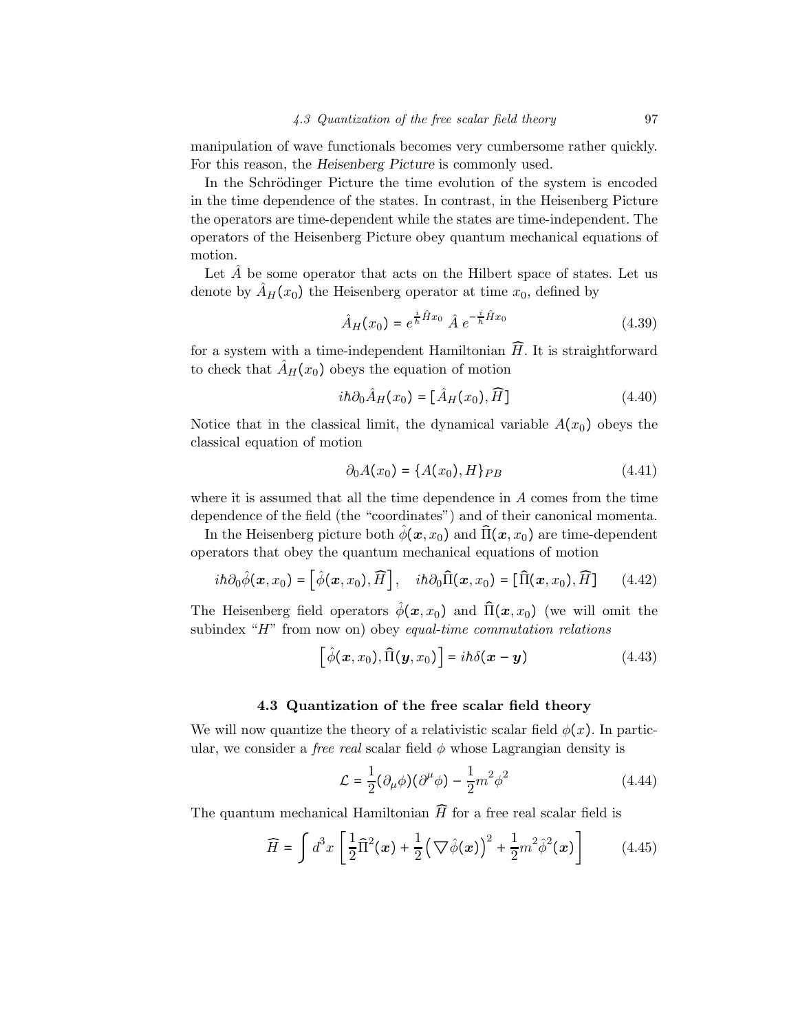manipulation of wave functionals becomes very cumbersome rather quickly. For this reason, the *Heisenberg Picture* is commonly used.

In the Schrödinger Picture the time evolution of the system is encoded in the time dependence of the states. In contrast, in the Heisenberg Picture the operators are time-dependent while the states are time-independent. The operators of the Heisenberg Picture obey quantum mechanical equations of motion.

Let $\hat{A}$ be some operator that acts on the Hilbert space of states. Let us denote by $\hat{A}_H(x_0)$ the Heisenberg operator at time $x_0$, defined by

$$\hat{A}_H(x_0) = e^{\frac{i}{\hbar}\hat{H}x_0}\ \hat{A}\ e^{-\frac{i}{\hbar}\hat{H}x_0} \tag{4.39}$$

for a system with a time-independent Hamiltonian $\widehat{H}$. It is straightforward to check that $\hat{A}_H(x_0)$ obeys the equation of motion

$$i\hbar\partial_0\hat{A}_H(x_0) = [\hat{A}_H(x_0), \widehat{H}] \tag{4.40}$$

Notice that in the classical limit, the dynamical variable $A(x_0)$ obeys the classical equation of motion

$$\partial_0 A(x_0) = \{A(x_0), H\}_{PB} \tag{4.41}$$

where it is assumed that all the time dependence in $A$ comes from the time dependence of the field (the "coordinates") and of their canonical momenta.

In the Heisenberg picture both $\hat{\phi}(\boldsymbol{x}, x_0)$ and $\widehat{\Pi}(\boldsymbol{x}, x_0)$ are time-dependent operators that obey the quantum mechanical equations of motion

$$i\hbar\partial_0\hat{\phi}(\boldsymbol{x}, x_0) = \left[\hat{\phi}(\boldsymbol{x}, x_0), \widehat{H}\right], \quad i\hbar\partial_0\widehat{\Pi}(\boldsymbol{x}, x_0) = [\widehat{\Pi}(\boldsymbol{x}, x_0), \widehat{H}] \tag{4.42}$$

The Heisenberg field operators $\hat{\phi}(\boldsymbol{x}, x_0)$ and $\widehat{\Pi}(\boldsymbol{x}, x_0)$ (we will omit the subindex "$H$" from now on) obey *equal-time commutation relations*

$$\left[\hat{\phi}(\boldsymbol{x}, x_0), \widehat{\Pi}(\boldsymbol{y}, x_0)\right] = i\hbar\delta(\boldsymbol{x} - \boldsymbol{y}) \tag{4.43}$$

## 4.3 Quantization of the free scalar field theory

We will now quantize the theory of a relativistic scalar field $\phi(x)$. In particular, we consider a *free real* scalar field $\phi$ whose Lagrangian density is

$$\mathcal{L} = \frac{1}{2}(\partial_\mu\phi)(\partial^\mu\phi) - \frac{1}{2}m^2\phi^2 \tag{4.44}$$

The quantum mechanical Hamiltonian $\widehat{H}$ for a free real scalar field is

$$\widehat{H} = \int d^3x \left[\frac{1}{2}\widehat{\Pi}^2(\boldsymbol{x}) + \frac{1}{2}\left(\nabla\hat{\phi}(\boldsymbol{x})\right)^2 + \frac{1}{2}m^2\hat{\phi}^2(\boldsymbol{x})\right] \tag{4.45}$$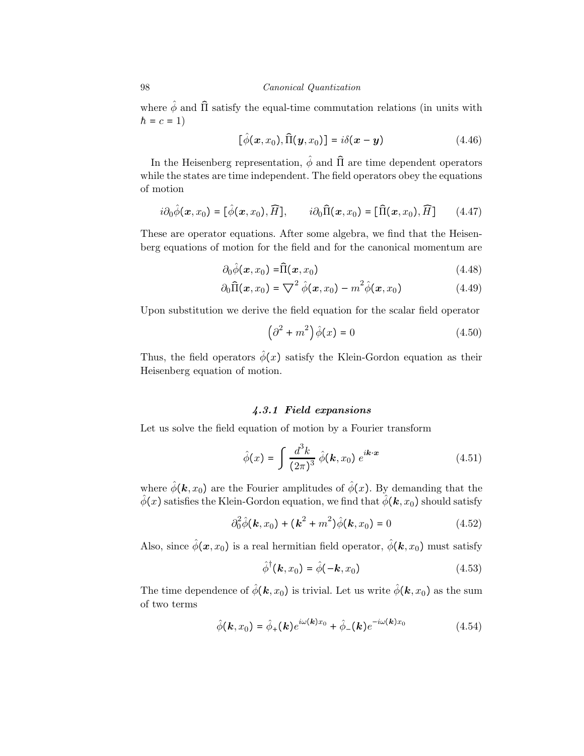where $\hat{\phi}$ and $\widehat{\Pi}$ satisfy the equal-time commutation relations (in units with $\hbar = c = 1$)

$$[\hat{\phi}(\boldsymbol{x}, x_0), \widehat{\Pi}(\boldsymbol{y}, x_0)] = i\delta(\boldsymbol{x} - \boldsymbol{y}) \tag{4.46}$$

In the Heisenberg representation, $\hat{\phi}$ and $\widehat{\Pi}$ are time dependent operators while the states are time independent. The field operators obey the equations of motion

$$i\partial_0\hat{\phi}(\boldsymbol{x}, x_0) = [\hat{\phi}(\boldsymbol{x}, x_0), \widehat{H}], \qquad i\partial_0\widehat{\Pi}(\boldsymbol{x}, x_0) = [\widehat{\Pi}(\boldsymbol{x}, x_0), \widehat{H}] \tag{4.47}$$

These are operator equations. After some algebra, we find that the Heisenberg equations of motion for the field and for the canonical momentum are

$$\partial_0\hat{\phi}(\boldsymbol{x}, x_0) = \widehat{\Pi}(\boldsymbol{x}, x_0) \tag{4.48}$$

$$\partial_0\widehat{\Pi}(\boldsymbol{x}, x_0) = \nabla^2 \hat{\phi}(\boldsymbol{x}, x_0) - m^2\hat{\phi}(\boldsymbol{x}, x_0) \tag{4.49}$$

Upon substitution we derive the field equation for the scalar field operator

$$\left(\partial^2 + m^2\right)\hat{\phi}(x) = 0 \tag{4.50}$$

Thus, the field operators $\hat{\phi}(x)$ satisfy the Klein-Gordon equation as their Heisenberg equation of motion.

### *4.3.1 Field expansions*

Let us solve the field equation of motion by a Fourier transform

$$\hat{\phi}(x) = \int \frac{d^3k}{(2\pi)^3}\, \hat{\phi}(\boldsymbol{k}, x_0)\, e^{i\boldsymbol{k}\cdot\boldsymbol{x}} \tag{4.51}$$

where $\hat{\phi}(\boldsymbol{k}, x_0)$ are the Fourier amplitudes of $\hat{\phi}(x)$. By demanding that the $\hat{\phi}(x)$ satisfies the Klein-Gordon equation, we find that $\hat{\phi}(\boldsymbol{k}, x_0)$ should satisfy

$$\partial_0^2\hat{\phi}(\boldsymbol{k}, x_0) + (\boldsymbol{k}^2 + m^2)\hat{\phi}(\boldsymbol{k}, x_0) = 0 \tag{4.52}$$

Also, since $\hat{\phi}(\boldsymbol{x}, x_0)$ is a real hermitian field operator, $\hat{\phi}(\boldsymbol{k}, x_0)$ must satisfy

$$\hat{\phi}^\dagger(\boldsymbol{k}, x_0) = \hat{\phi}(-\boldsymbol{k}, x_0) \tag{4.53}$$

The time dependence of $\hat{\phi}(\boldsymbol{k}, x_0)$ is trivial. Let us write $\hat{\phi}(\boldsymbol{k}, x_0)$ as the sum of two terms

$$\hat{\phi}(\boldsymbol{k}, x_0) = \hat{\phi}_+(\boldsymbol{k})e^{i\omega(\boldsymbol{k})x_0} + \hat{\phi}_-(\boldsymbol{k})e^{-i\omega(\boldsymbol{k})x_0} \tag{4.54}$$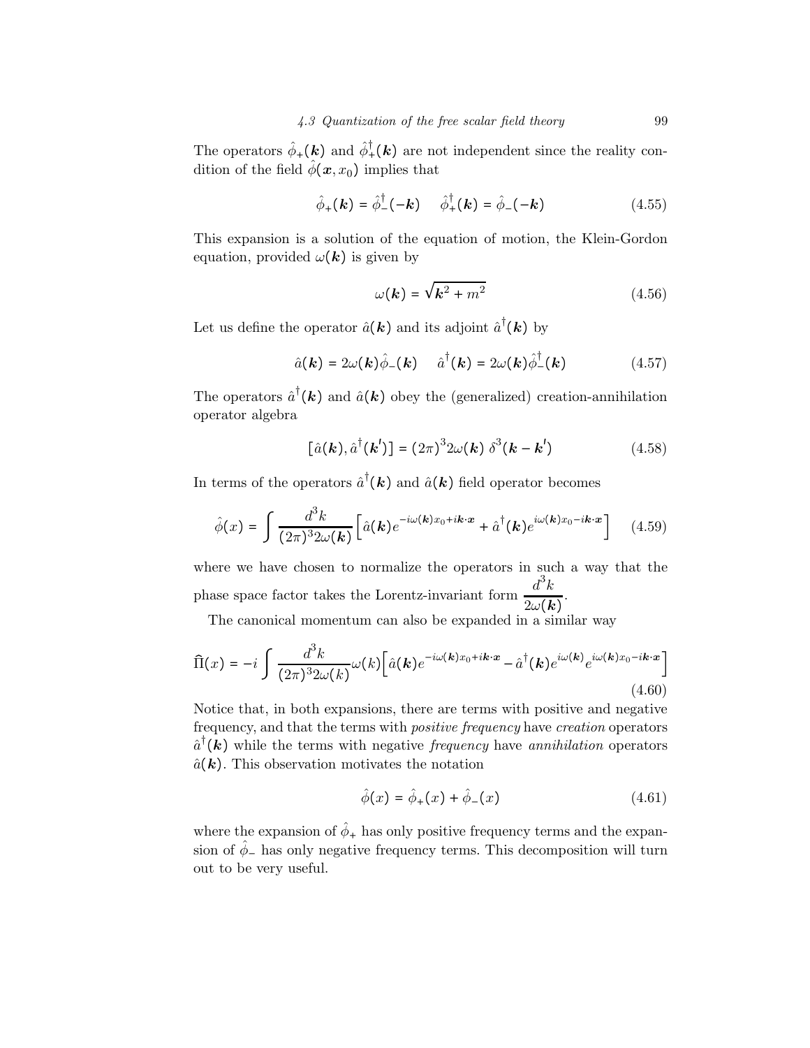The operators $\hat{\phi}_+(\boldsymbol{k})$ and $\hat{\phi}_+^\dagger(\boldsymbol{k})$ are not independent since the reality condition of the field $\hat{\phi}(\boldsymbol{x}, x_0)$ implies that

$$\hat{\phi}_+(\boldsymbol{k}) = \hat{\phi}_-^\dagger(-\boldsymbol{k}) \qquad \hat{\phi}_+^\dagger(\boldsymbol{k}) = \hat{\phi}_-(-\boldsymbol{k}) \tag{4.55}$$

This expansion is a solution of the equation of motion, the Klein-Gordon equation, provided $\omega(\boldsymbol{k})$ is given by

$$\omega(\boldsymbol{k}) = \sqrt{\boldsymbol{k}^2 + m^2} \tag{4.56}$$

Let us define the operator $\hat{a}(\boldsymbol{k})$ and its adjoint $\hat{a}^\dagger(\boldsymbol{k})$ by

$$\hat{a}(\boldsymbol{k}) = 2\omega(\boldsymbol{k})\hat{\phi}_-(\boldsymbol{k}) \qquad \hat{a}^\dagger(\boldsymbol{k}) = 2\omega(\boldsymbol{k})\hat{\phi}_-^\dagger(\boldsymbol{k}) \tag{4.57}$$

The operators $\hat{a}^\dagger(\boldsymbol{k})$ and $\hat{a}(\boldsymbol{k})$ obey the (generalized) creation-annihilation operator algebra

$$[\hat{a}(\boldsymbol{k}), \hat{a}^\dagger(\boldsymbol{k}')] = (2\pi)^3 2\omega(\boldsymbol{k})\, \delta^3(\boldsymbol{k} - \boldsymbol{k}') \tag{4.58}$$

In terms of the operators $\hat{a}^\dagger(\boldsymbol{k})$ and $\hat{a}(\boldsymbol{k})$ field operator becomes

$$\hat{\phi}(x) = \int \frac{d^3k}{(2\pi)^3 2\omega(\boldsymbol{k})} \left[ \hat{a}(\boldsymbol{k}) e^{-i\omega(\boldsymbol{k})x_0 + i\boldsymbol{k}\cdot\boldsymbol{x}} + \hat{a}^\dagger(\boldsymbol{k}) e^{i\omega(\boldsymbol{k})x_0 - i\boldsymbol{k}\cdot\boldsymbol{x}} \right] \tag{4.59}$$

where we have chosen to normalize the operators in such a way that the phase space factor takes the Lorentz-invariant form $\dfrac{d^3k}{2\omega(\boldsymbol{k})}$.

The canonical momentum can also be expanded in a similar way

$$\widehat{\Pi}(x) = -i \int \frac{d^3k}{(2\pi)^3 2\omega(k)} \omega(k) \Big[ \hat{a}(\boldsymbol{k}) e^{-i\omega(\boldsymbol{k})x_0 + i\boldsymbol{k}\cdot\boldsymbol{x}} - \hat{a}^\dagger(\boldsymbol{k}) e^{i\omega(\boldsymbol{k})} e^{i\omega(\boldsymbol{k})x_0 - i\boldsymbol{k}\cdot\boldsymbol{x}} \Big] \tag{4.60}$$

Notice that, in both expansions, there are terms with positive and negative frequency, and that the terms with *positive frequency* have *creation* operators $\hat{a}^\dagger(\boldsymbol{k})$ while the terms with negative *frequency* have *annihilation* operators $\hat{a}(\boldsymbol{k})$. This observation motivates the notation

$$\hat{\phi}(x) = \hat{\phi}_+(x) + \hat{\phi}_-(x) \tag{4.61}$$

where the expansion of $\hat{\phi}_+$ has only positive frequency terms and the expansion of $\hat{\phi}_-$ has only negative frequency terms. This decomposition will turn out to be very useful.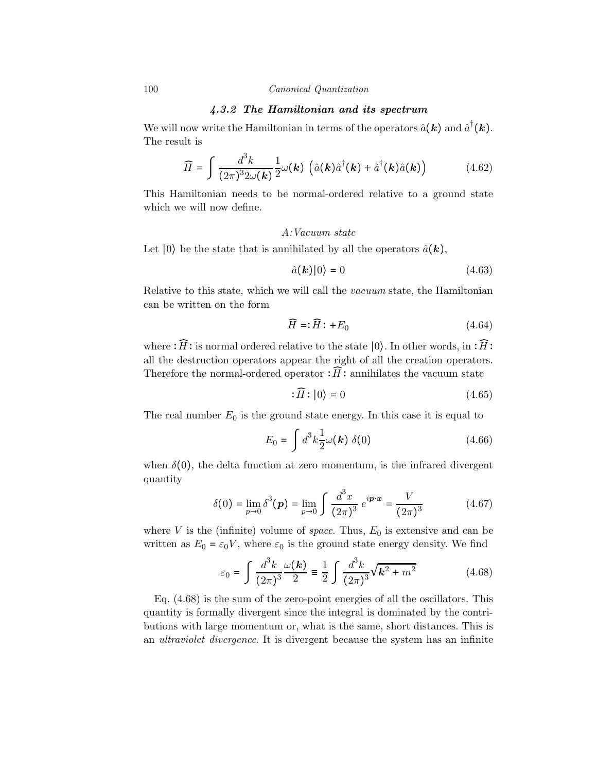### 4.3.2 The Hamiltonian and its spectrum

We will now write the Hamiltonian in terms of the operators $\hat{a}(\boldsymbol{k})$ and $\hat{a}^\dagger(\boldsymbol{k})$. The result is

$$\widehat{H} = \int \frac{d^3k}{(2\pi)^3 2\omega(\boldsymbol{k})} \frac{1}{2}\omega(\boldsymbol{k}) \left( \hat{a}(\boldsymbol{k})\hat{a}^\dagger(\boldsymbol{k}) + \hat{a}^\dagger(\boldsymbol{k})\hat{a}(\boldsymbol{k}) \right) \tag{4.62}$$

This Hamiltonian needs to be normal-ordered relative to a ground state which we will now define.

*A:Vacuum state*

Let $|0\rangle$ be the state that is annihilated by all the operators $\hat{a}(\boldsymbol{k})$,

$$\hat{a}(\boldsymbol{k})|0\rangle = 0 \tag{4.63}$$

Relative to this state, which we will call the *vacuum* state, the Hamiltonian can be written on the form

$$\widehat{H} = :\widehat{H}: + E_0 \tag{4.64}$$

where $:\widehat{H}:$ is normal ordered relative to the state $|0\rangle$. In other words, in $:\widehat{H}:$ all the destruction operators appear the right of all the creation operators. Therefore the normal-ordered operator $:\widehat{H}:$ annihilates the vacuum state

$$:\widehat{H}: |0\rangle = 0 \tag{4.65}$$

The real number $E_0$ is the ground state energy. In this case it is equal to

$$E_0 = \int d^3k \frac{1}{2}\omega(\boldsymbol{k})\ \delta(0) \tag{4.66}$$

when $\delta(0)$, the delta function at zero momentum, is the infrared divergent quantity

$$\delta(0) = \lim_{p\to 0} \delta^3(\boldsymbol{p}) = \lim_{p\to 0} \int \frac{d^3x}{(2\pi)^3}\, e^{i\boldsymbol{p}\cdot\boldsymbol{x}} = \frac{V}{(2\pi)^3} \tag{4.67}$$

where $V$ is the (infinite) volume of *space*. Thus, $E_0$ is extensive and can be written as $E_0 = \varepsilon_0 V$, where $\varepsilon_0$ is the ground state energy density. We find

$$\varepsilon_0 = \int \frac{d^3k}{(2\pi)^3} \frac{\omega(\boldsymbol{k})}{2} \equiv \frac{1}{2} \int \frac{d^3k}{(2\pi)^3} \sqrt{\boldsymbol{k}^2 + m^2} \tag{4.68}$$

Eq. (4.68) is the sum of the zero-point energies of all the oscillators. This quantity is formally divergent since the integral is dominated by the contributions with large momentum or, what is the same, short distances. This is an *ultraviolet divergence*. It is divergent because the system has an infinite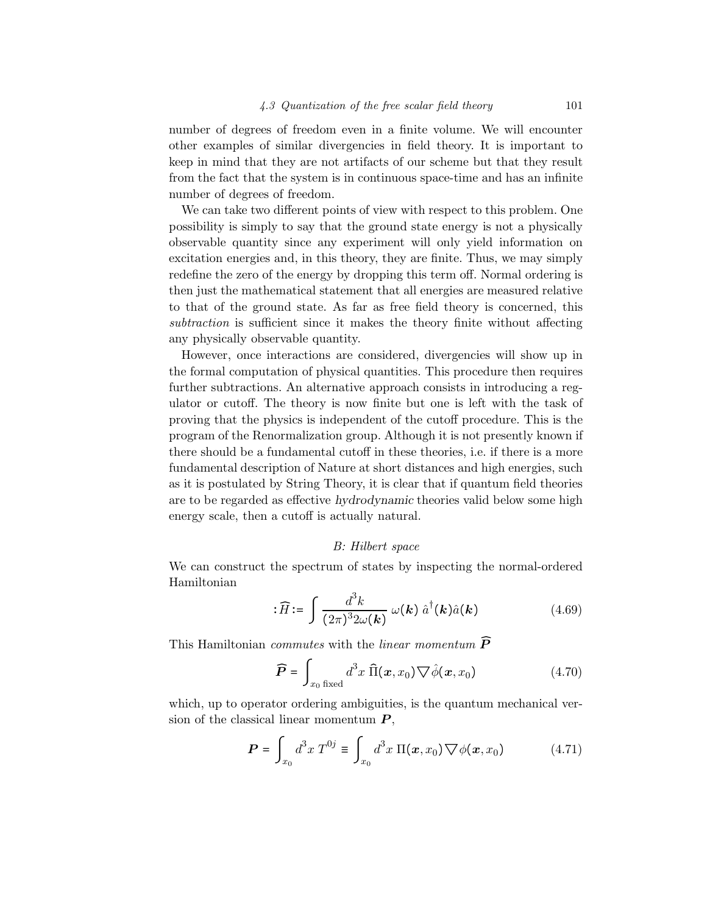number of degrees of freedom even in a finite volume. We will encounter other examples of similar divergencies in field theory. It is important to keep in mind that they are not artifacts of our scheme but that they result from the fact that the system is in continuous space-time and has an infinite number of degrees of freedom.

We can take two different points of view with respect to this problem. One possibility is simply to say that the ground state energy is not a physically observable quantity since any experiment will only yield information on excitation energies and, in this theory, they are finite. Thus, we may simply redefine the zero of the energy by dropping this term off. Normal ordering is then just the mathematical statement that all energies are measured relative to that of the ground state. As far as free field theory is concerned, this *subtraction* is sufficient since it makes the theory finite without affecting any physically observable quantity.

However, once interactions are considered, divergencies will show up in the formal computation of physical quantities. This procedure then requires further subtractions. An alternative approach consists in introducing a regulator or cutoff. The theory is now finite but one is left with the task of proving that the physics is independent of the cutoff procedure. This is the program of the Renormalization group. Although it is not presently known if there should be a fundamental cutoff in these theories, i.e. if there is a more fundamental description of Nature at short distances and high energies, such as it is postulated by String Theory, it is clear that if quantum field theories are to be regarded as effective *hydrodynamic* theories valid below some high energy scale, then a cutoff is actually natural.

### *B: Hilbert space*

We can construct the spectrum of states by inspecting the normal-ordered Hamiltonian

$$:\widehat{H}:= \int \frac{d^3k}{(2\pi)^3 2\omega(\boldsymbol{k})}\, \omega(\boldsymbol{k})\, \hat{a}^\dagger(\boldsymbol{k})\hat{a}(\boldsymbol{k}) \tag{4.69}$$

This Hamiltonian *commutes* with the *linear momentum* $\widehat{\boldsymbol{P}}$

$$\widehat{\boldsymbol{P}} = \int_{x_0 \text{ fixed}} d^3x\; \widehat{\Pi}(\boldsymbol{x}, x_0) \bigtriangledown \hat{\phi}(\boldsymbol{x}, x_0) \tag{4.70}$$

which, up to operator ordering ambiguities, is the quantum mechanical version of the classical linear momentum $\boldsymbol{P}$,

$$\boldsymbol{P} = \int_{x_0} d^3x\; T^{0j} \equiv \int_{x_0} d^3x\; \Pi(\boldsymbol{x}, x_0) \bigtriangledown \phi(\boldsymbol{x}, x_0) \tag{4.71}$$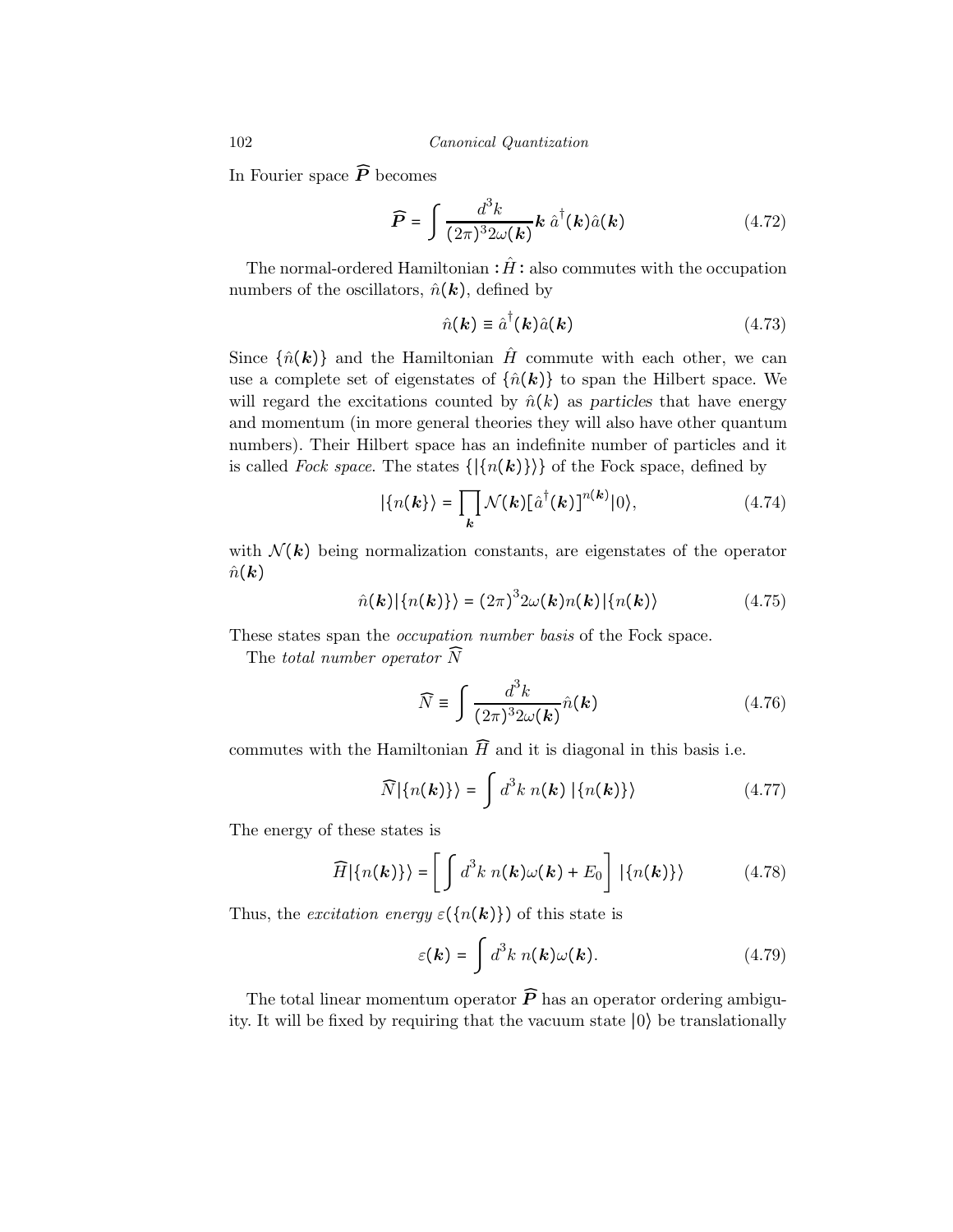In Fourier space $\widehat{\boldsymbol{P}}$ becomes

$$\widehat{\boldsymbol{P}} = \int \frac{d^3k}{(2\pi)^3 2\omega(\boldsymbol{k})} \boldsymbol{k}\, \hat{a}^\dagger(\boldsymbol{k})\hat{a}(\boldsymbol{k}) \tag{4.72}$$

The normal-ordered Hamiltonian $:\hat{H}:$ also commutes with the occupation numbers of the oscillators, $\hat{n}(\boldsymbol{k})$, defined by

$$\hat{n}(\boldsymbol{k}) \equiv \hat{a}^\dagger(\boldsymbol{k})\hat{a}(\boldsymbol{k}) \tag{4.73}$$

Since $\{\hat{n}(\boldsymbol{k})\}$ and the Hamiltonian $\hat{H}$ commute with each other, we can use a complete set of eigenstates of $\{\hat{n}(\boldsymbol{k})\}$ to span the Hilbert space. We will regard the excitations counted by $\hat{n}(k)$ as *particles* that have energy and momentum (in more general theories they will also have other quantum numbers). Their Hilbert space has an indefinite number of particles and it is called *Fock space*. The states $\{|\{n(\boldsymbol{k})\}\rangle\}$ of the Fock space, defined by

$$|\{n(\boldsymbol{k})\}\rangle = \prod_{\boldsymbol{k}} \mathcal{N}(\boldsymbol{k})[\hat{a}^\dagger(\boldsymbol{k})]^{n(\boldsymbol{k})}|0\rangle, \tag{4.74}$$

with $\mathcal{N}(\boldsymbol{k})$ being normalization constants, are eigenstates of the operator $\hat{n}(\boldsymbol{k})$

$$\hat{n}(\boldsymbol{k})|\{n(\boldsymbol{k})\}\rangle = (2\pi)^3 2\omega(\boldsymbol{k})n(\boldsymbol{k})|\{n(\boldsymbol{k})\rangle \tag{4.75}$$

These states span the *occupation number basis* of the Fock space.

The *total number operator* $\widehat{N}$

$$\widehat{N} \equiv \int \frac{d^3k}{(2\pi)^3 2\omega(\boldsymbol{k})} \hat{n}(\boldsymbol{k}) \tag{4.76}$$

commutes with the Hamiltonian $\widehat{H}$ and it is diagonal in this basis i.e.

$$\widehat{N}|\{n(\boldsymbol{k})\}\rangle = \int d^3k\; n(\boldsymbol{k})\; |\{n(\boldsymbol{k})\}\rangle \tag{4.77}$$

The energy of these states is

$$\widehat{H}|\{n(\boldsymbol{k})\}\rangle = \left[\int d^3k\; n(\boldsymbol{k})\omega(\boldsymbol{k}) + E_0\right] |\{n(\boldsymbol{k})\}\rangle \tag{4.78}$$

Thus, the *excitation energy* $\varepsilon(\{n(\boldsymbol{k})\})$ of this state is

$$\varepsilon(\boldsymbol{k}) = \int d^3k\; n(\boldsymbol{k})\omega(\boldsymbol{k}). \tag{4.79}$$

The total linear momentum operator $\widehat{\boldsymbol{P}}$ has an operator ordering ambiguity. It will be fixed by requiring that the vacuum state $|0\rangle$ be translationally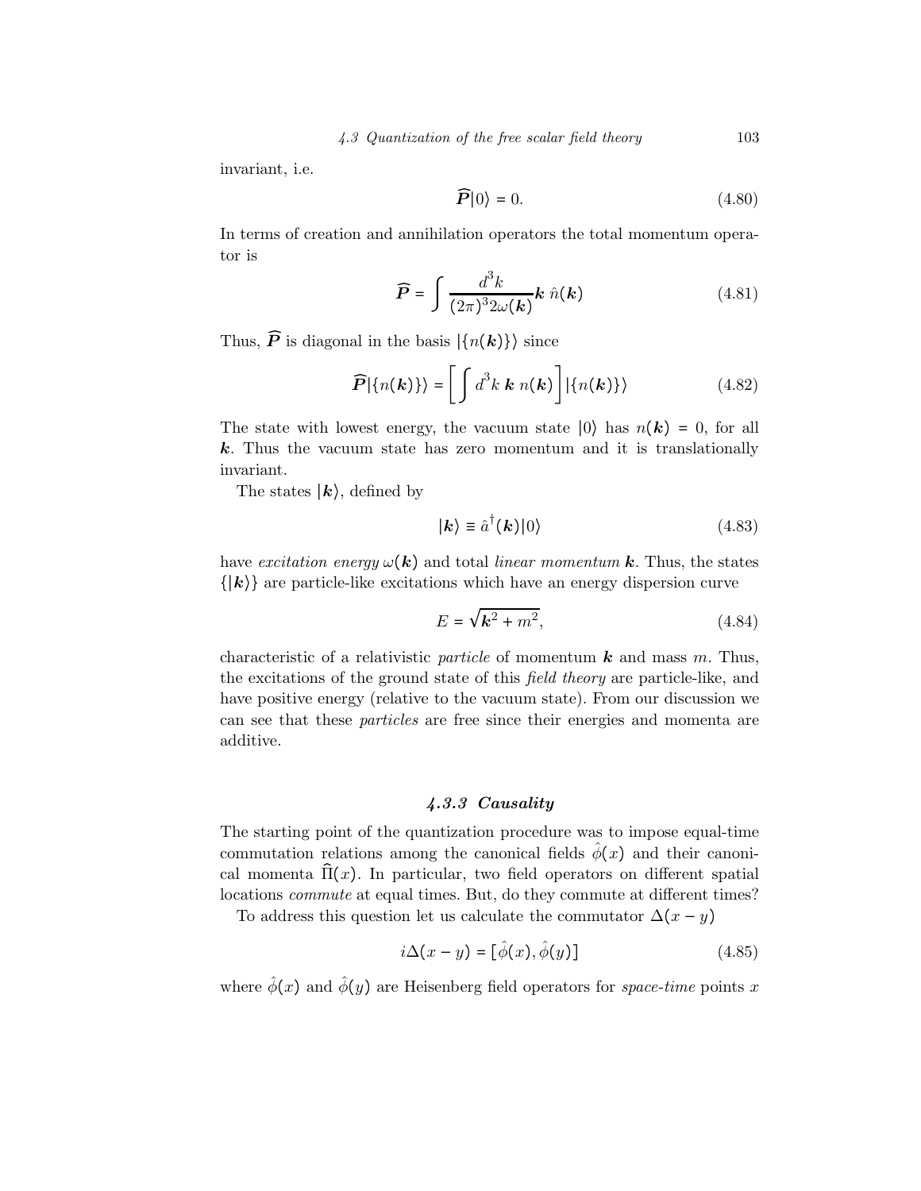invariant, i.e.

$$\widehat{\boldsymbol{P}}|0\rangle = 0. \tag{4.80}$$

In terms of creation and annihilation operators the total momentum operator is

$$\widehat{\boldsymbol{P}} = \int \frac{d^3k}{(2\pi)^3 2\omega(\boldsymbol{k})} \boldsymbol{k}\; \hat{n}(\boldsymbol{k}) \tag{4.81}$$

Thus, $\widehat{\boldsymbol{P}}$ is diagonal in the basis $|\{n(\boldsymbol{k})\}\rangle$ since

$$\widehat{\boldsymbol{P}}|\{n(\boldsymbol{k})\}\rangle = \left[\int d^3k\; \boldsymbol{k}\; n(\boldsymbol{k})\right]|\{n(\boldsymbol{k})\}\rangle \tag{4.82}$$

The state with lowest energy, the vacuum state $|0\rangle$ has $n(\boldsymbol{k}) = 0$, for all $\boldsymbol{k}$. Thus the vacuum state has zero momentum and it is translationally invariant.

The states $|\boldsymbol{k}\rangle$, defined by

$$|\boldsymbol{k}\rangle \equiv \hat{a}^\dagger(\boldsymbol{k})|0\rangle \tag{4.83}$$

have *excitation energy* $\omega(\boldsymbol{k})$ and total *linear momentum* $\boldsymbol{k}$. Thus, the states $\{|\boldsymbol{k}\rangle\}$ are particle-like excitations which have an energy dispersion curve

$$E = \sqrt{\boldsymbol{k}^2 + m^2}, \tag{4.84}$$

characteristic of a relativistic *particle* of momentum $\boldsymbol{k}$ and mass $m$. Thus, the excitations of the ground state of this *field theory* are particle-like, and have positive energy (relative to the vacuum state). From our discussion we can see that these *particles* are free since their energies and momenta are additive.

### *4.3.3 Causality*

The starting point of the quantization procedure was to impose equal-time commutation relations among the canonical fields $\hat{\phi}(x)$ and their canonical momenta $\widehat{\Pi}(x)$. In particular, two field operators on different spatial locations *commute* at equal times. But, do they commute at different times?

To address this question let us calculate the commutator $\Delta(x-y)$

$$i\Delta(x-y) = [\hat{\phi}(x), \hat{\phi}(y)] \tag{4.85}$$

where $\hat{\phi}(x)$ and $\hat{\phi}(y)$ are Heisenberg field operators for *space-time* points $x$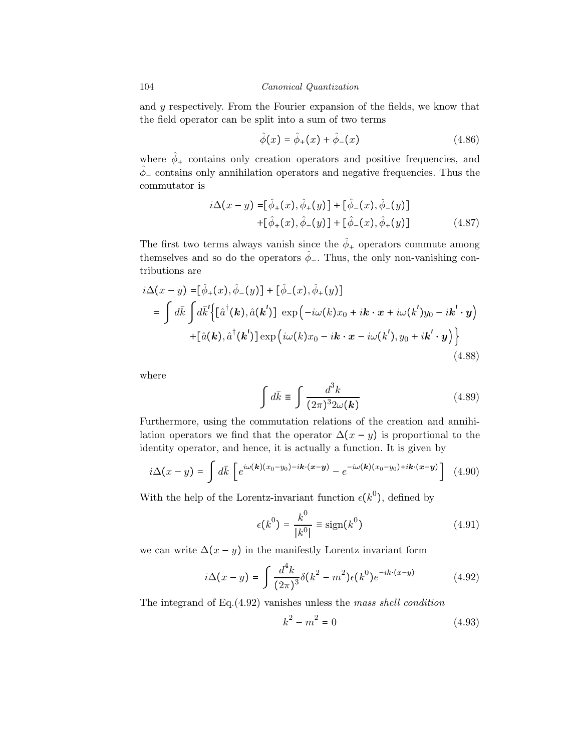and $y$ respectively. From the Fourier expansion of the fields, we know that the field operator can be split into a sum of two terms

$$\hat{\phi}(x) = \hat{\phi}_+(x) + \hat{\phi}_-(x) \tag{4.86}$$

where $\hat{\phi}_+$ contains only creation operators and positive frequencies, and $\hat{\phi}_-$ contains only annihilation operators and negative frequencies. Thus the commutator is

$$\begin{aligned} i\Delta(x-y) =& [\hat{\phi}_+(x), \hat{\phi}_+(y)] + [\hat{\phi}_-(x), \hat{\phi}_-(y)] \\ &+ [\hat{\phi}_+(x), \hat{\phi}_-(y)] + [\hat{\phi}_-(x), \hat{\phi}_+(y)] \end{aligned} \tag{4.87}$$

The first two terms always vanish since the $\hat{\phi}_+$ operators commute among themselves and so do the operators $\hat{\phi}_-$. Thus, the only non-vanishing contributions are

$$\begin{aligned} i\Delta(x-y) =& [\hat{\phi}_+(x), \hat{\phi}_-(y)] + [\hat{\phi}_-(x), \hat{\phi}_+(y)] \\ =& \int d\bar{k} \int d\bar{k}' \Big\{ [\hat{a}^\dagger(\boldsymbol{k}), \hat{a}(\boldsymbol{k}')] \; \exp\Big(-i\omega(k)x_0 + i\boldsymbol{k}\cdot\boldsymbol{x} + i\omega(k')y_0 - i\boldsymbol{k}'\cdot\boldsymbol{y}\Big) \\ &+ [\hat{a}(\boldsymbol{k}), \hat{a}^\dagger(\boldsymbol{k}')] \exp\Big(i\omega(k)x_0 - i\boldsymbol{k}\cdot\boldsymbol{x} - i\omega(k'), y_0 + i\boldsymbol{k}'\cdot\boldsymbol{y}\Big) \Big\} \end{aligned} \tag{4.88}$$

where

$$\int d\bar{k} \equiv \int \frac{d^3k}{(2\pi)^3 2\omega(\boldsymbol{k})} \tag{4.89}$$

Furthermore, using the commutation relations of the creation and annihilation operators we find that the operator $\Delta(x-y)$ is proportional to the identity operator, and hence, it is actually a function. It is given by

$$i\Delta(x-y) = \int d\bar{k} \left[ e^{i\omega(\boldsymbol{k})(x_0-y_0) - i\boldsymbol{k}\cdot(\boldsymbol{x}-\boldsymbol{y})} - e^{-i\omega(\boldsymbol{k})(x_0-y_0) + i\boldsymbol{k}\cdot(\boldsymbol{x}-\boldsymbol{y})} \right] \tag{4.90}$$

With the help of the Lorentz-invariant function $\epsilon(k^0)$, defined by

$$\epsilon(k^0) = \frac{k^0}{|k^0|} \equiv \text{sign}(k^0) \tag{4.91}$$

we can write $\Delta(x-y)$ in the manifestly Lorentz invariant form

$$i\Delta(x-y) = \int \frac{d^4k}{(2\pi)^3} \delta(k^2 - m^2) \epsilon(k^0) e^{-ik\cdot(x-y)} \tag{4.92}$$

The integrand of Eq.(4.92) vanishes unless the *mass shell condition*

$$k^2 - m^2 = 0 \tag{4.93}$$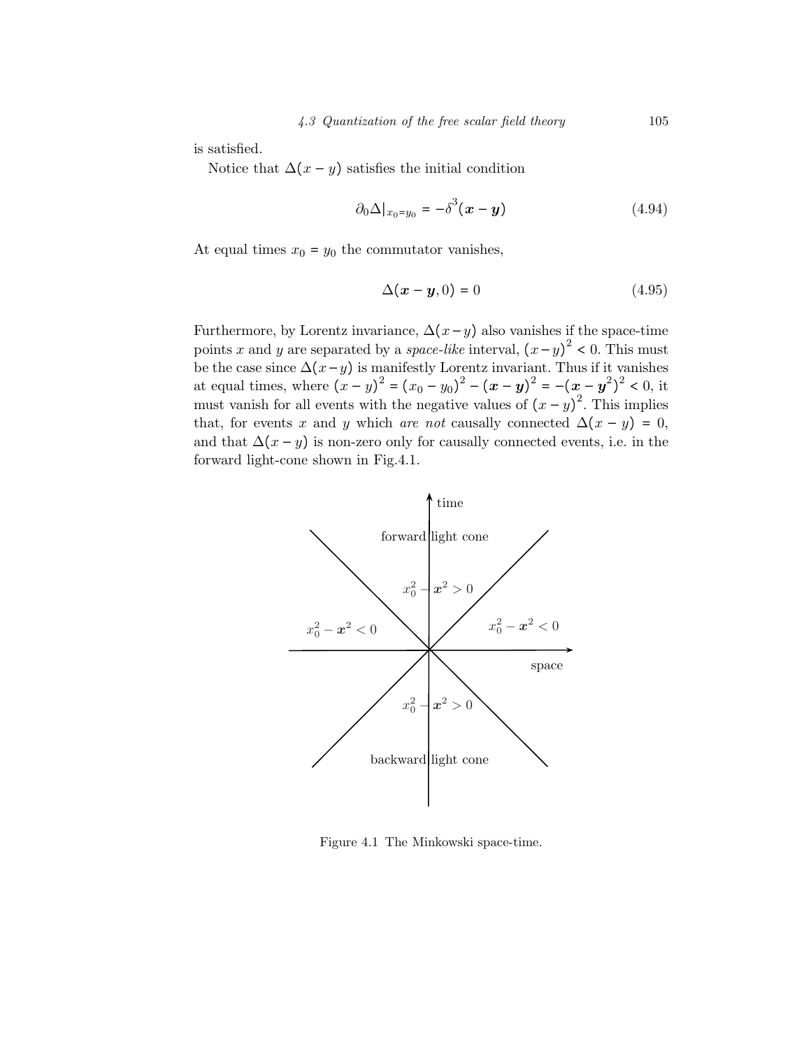is satisfied.

Notice that $\Delta(x-y)$ satisfies the initial condition

$$\partial_0 \Delta|_{x_0=y_0} = -\delta^3(\boldsymbol{x}-\boldsymbol{y}) \tag{4.94}$$

At equal times $x_0 = y_0$ the commutator vanishes,

$$\Delta(\boldsymbol{x}-\boldsymbol{y}, 0) = 0 \tag{4.95}$$

Furthermore, by Lorentz invariance, $\Delta(x-y)$ also vanishes if the space-time points $x$ and $y$ are separated by a *space-like* interval, $(x-y)^2 < 0$. This must be the case since $\Delta(x-y)$ is manifestly Lorentz invariant. Thus if it vanishes at equal times, where $(x-y)^2 = (x_0-y_0)^2 - (\boldsymbol{x}-\boldsymbol{y})^2 = -(\boldsymbol{x}-\boldsymbol{y}^2)^2 < 0$, it must vanish for all events with the negative values of $(x-y)^2$. This implies that, for events $x$ and $y$ which *are not* causally connected $\Delta(x-y) = 0$, and that $\Delta(x-y)$ is non-zero only for causally connected events, i.e. in the forward light-cone shown in Fig.4.1.

Figure 4.1 The Minkowski space-time.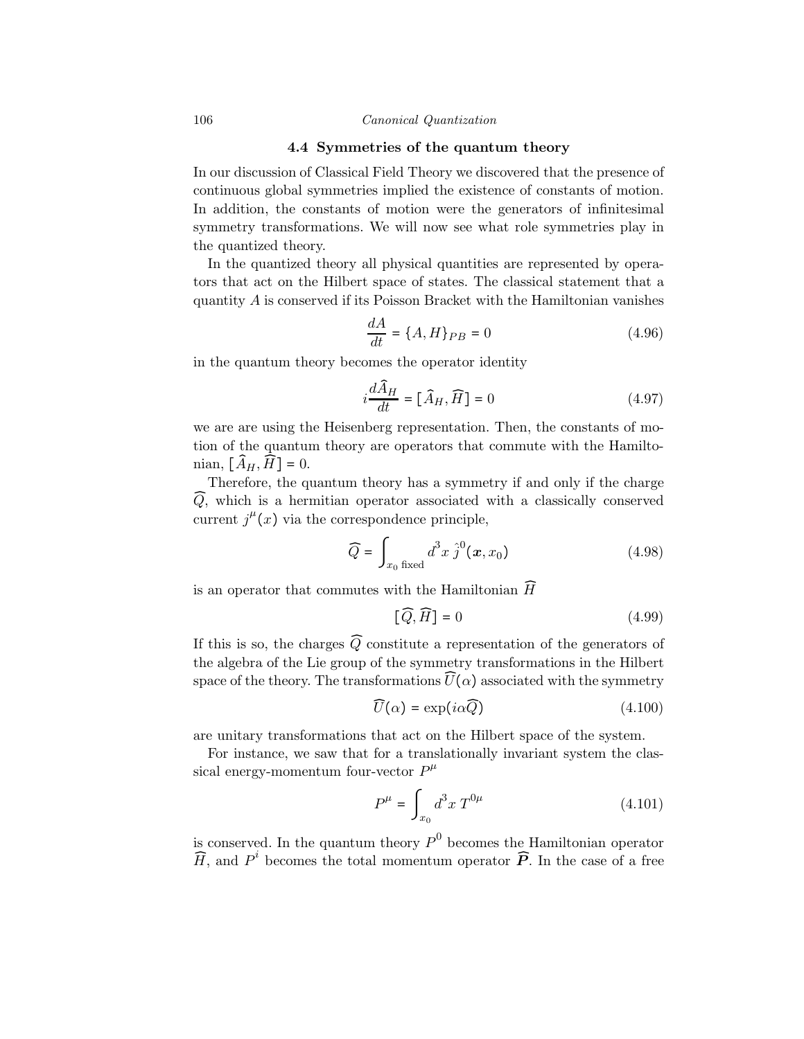## 4.4 Symmetries of the quantum theory

In our discussion of Classical Field Theory we discovered that the presence of continuous global symmetries implied the existence of constants of motion. In addition, the constants of motion were the generators of infinitesimal symmetry transformations. We will now see what role symmetries play in the quantized theory.

In the quantized theory all physical quantities are represented by operators that act on the Hilbert space of states. The classical statement that a quantity $A$ is conserved if its Poisson Bracket with the Hamiltonian vanishes

$$\frac{dA}{dt} = \{A, H\}_{PB} = 0 \tag{4.96}$$

in the quantum theory becomes the operator identity

$$i\frac{d\widehat{A}_H}{dt} = [\,\widehat{A}_H, \widehat{H}\,] = 0 \tag{4.97}$$

we are are using the Heisenberg representation. Then, the constants of motion of the quantum theory are operators that commute with the Hamiltonian, $[\,\widehat{A}_H, \widehat{H}\,] = 0$.

Therefore, the quantum theory has a symmetry if and only if the charge $\widehat{Q}$, which is a hermitian operator associated with a classically conserved current $j^\mu(x)$ via the correspondence principle,

$$\widehat{Q} = \int_{x_0 \text{ fixed}} d^3x \, \hat{j}^0(\boldsymbol{x}, x_0) \tag{4.98}$$

is an operator that commutes with the Hamiltonian $\widehat{H}$

$$[\widehat{Q}, \widehat{H}] = 0 \tag{4.99}$$

If this is so, the charges $\widehat{Q}$ constitute a representation of the generators of the algebra of the Lie group of the symmetry transformations in the Hilbert space of the theory. The transformations $\widehat{U}(\alpha)$ associated with the symmetry

$$\widehat{U}(\alpha) = \exp(i\alpha\widehat{Q}) \tag{4.100}$$

are unitary transformations that act on the Hilbert space of the system.

For instance, we saw that for a translationally invariant system the classical energy-momentum four-vector $P^\mu$

$$P^\mu = \int_{x_0} d^3x \, T^{0\mu} \tag{4.101}$$

is conserved. In the quantum theory $P^0$ becomes the Hamiltonian operator $\widehat{H}$, and $P^i$ becomes the total momentum operator $\widehat{\boldsymbol{P}}$. In the case of a free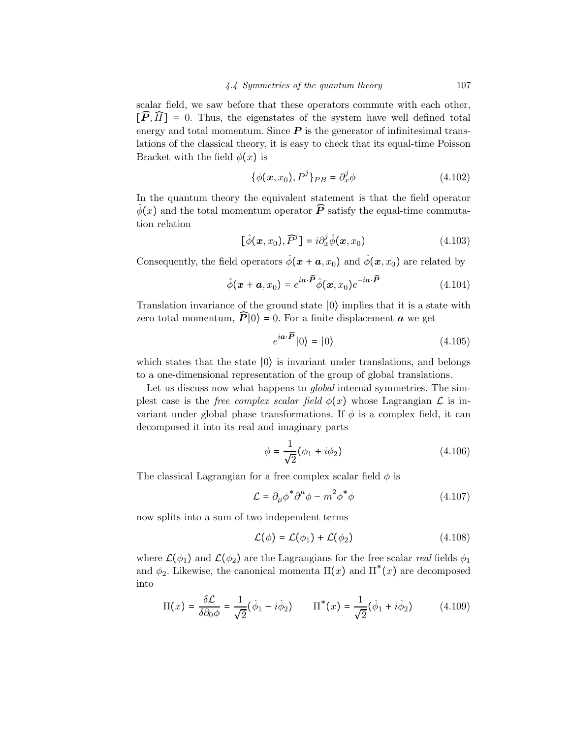scalar field, we saw before that these operators commute with each other, $[\widehat{\boldsymbol{P}}, \widehat{H}] = 0$. Thus, the eigenstates of the system have well defined total energy and total momentum. Since $\boldsymbol{P}$ is the generator of infinitesimal translations of the classical theory, it is easy to check that its equal-time Poisson Bracket with the field $\phi(x)$ is

$$\{\phi(\boldsymbol{x}, x_0), P^j\}_{PB} = \partial_x^j \phi \tag{4.102}$$

In the quantum theory the equivalent statement is that the field operator $\hat{\phi}(x)$ and the total momentum operator $\widehat{\boldsymbol{P}}$ satisfy the equal-time commutation relation

$$[\hat{\phi}(\boldsymbol{x}, x_0), \widehat{P^j}] = i\partial_x^j \hat{\phi}(\boldsymbol{x}, x_0) \tag{4.103}$$

Consequently, the field operators $\hat{\phi}(\boldsymbol{x} + \boldsymbol{a}, x_0)$ and $\hat{\phi}(\boldsymbol{x}, x_0)$ are related by

$$\hat{\phi}(\boldsymbol{x} + \boldsymbol{a}, x_0) = e^{i\boldsymbol{a}\cdot\widehat{\boldsymbol{P}}} \hat{\phi}(\boldsymbol{x}, x_0) e^{-i\boldsymbol{a}\cdot\widehat{\boldsymbol{P}}} \tag{4.104}$$

Translation invariance of the ground state $|0\rangle$ implies that it is a state with zero total momentum, $\widehat{\boldsymbol{P}}|0\rangle = 0$. For a finite displacement $\boldsymbol{a}$ we get

$$e^{i\boldsymbol{a}\cdot\widehat{\boldsymbol{P}}}|0\rangle = |0\rangle \tag{4.105}$$

which states that the state $|0\rangle$ is invariant under translations, and belongs to a one-dimensional representation of the group of global translations.

Let us discuss now what happens to *global* internal symmetries. The simplest case is the *free complex scalar field* $\phi(x)$ whose Lagrangian $\mathcal{L}$ is invariant under global phase transformations. If $\phi$ is a complex field, it can decomposed it into its real and imaginary parts

$$\phi = \frac{1}{\sqrt{2}}(\phi_1 + i\phi_2) \tag{4.106}$$

The classical Lagrangian for a free complex scalar field $\phi$ is

$$\mathcal{L} = \partial_\mu \phi^* \partial^\mu \phi - m^2 \phi^* \phi \tag{4.107}$$

now splits into a sum of two independent terms

$$\mathcal{L}(\phi) = \mathcal{L}(\phi_1) + \mathcal{L}(\phi_2) \tag{4.108}$$

where $\mathcal{L}(\phi_1)$ and $\mathcal{L}(\phi_2)$ are the Lagrangians for the free scalar *real* fields $\phi_1$ and $\phi_2$. Likewise, the canonical momenta $\Pi(x)$ and $\Pi^*(x)$ are decomposed into

$$\Pi(x) = \frac{\delta \mathcal{L}}{\delta \partial_0 \phi} = \frac{1}{\sqrt{2}}(\dot{\phi}_1 - i\dot{\phi}_2) \qquad \Pi^*(x) = \frac{1}{\sqrt{2}}(\dot{\phi}_1 + i\dot{\phi}_2) \tag{4.109}$$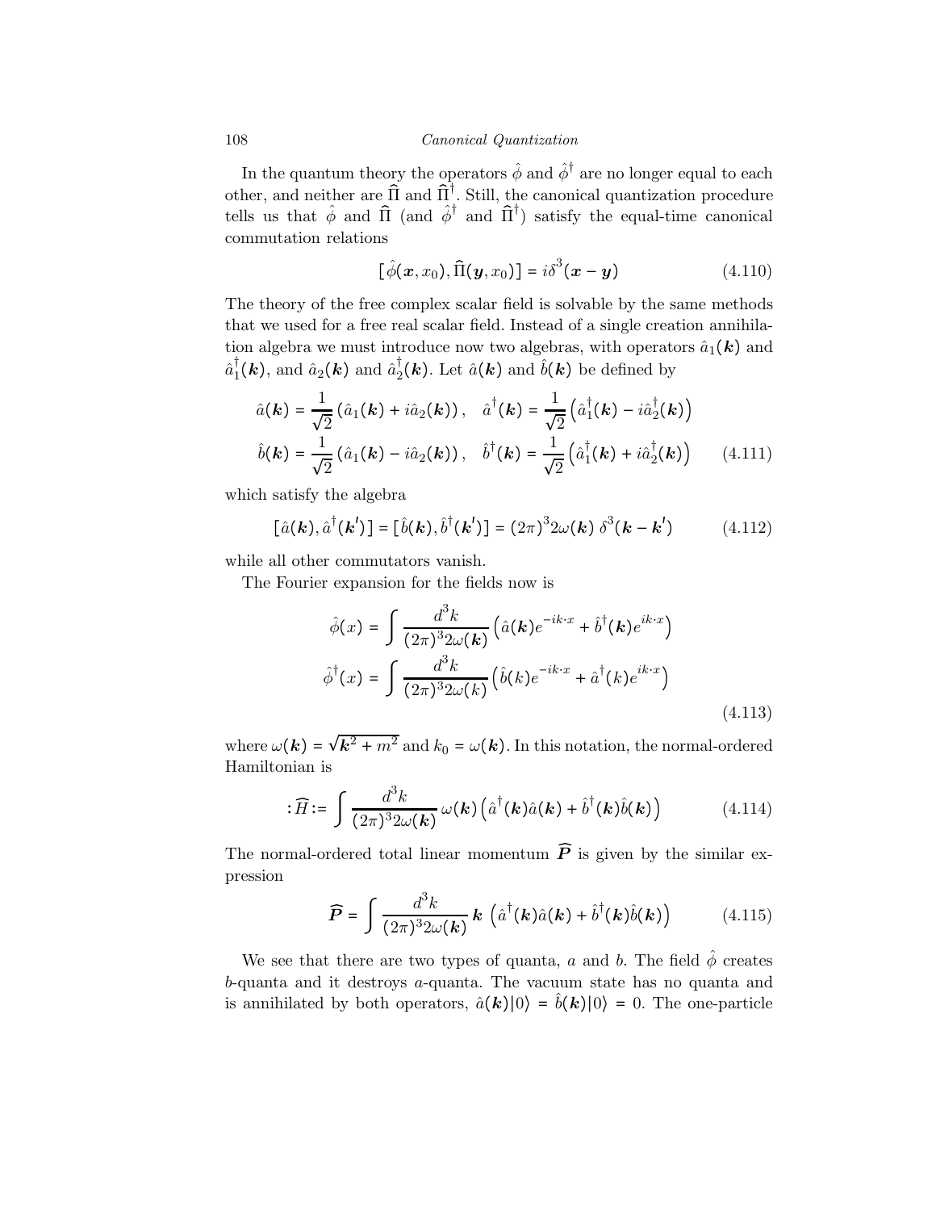In the quantum theory the operators $\hat{\phi}$ and $\hat{\phi}^\dagger$ are no longer equal to each other, and neither are $\widehat{\Pi}$ and $\widehat{\Pi}^\dagger$. Still, the canonical quantization procedure tells us that $\hat{\phi}$ and $\widehat{\Pi}$ (and $\hat{\phi}^\dagger$ and $\widehat{\Pi}^\dagger$) satisfy the equal-time canonical commutation relations

$$[\hat{\phi}(\boldsymbol{x}, x_0), \widehat{\Pi}(\boldsymbol{y}, x_0)] = i\delta^3(\boldsymbol{x} - \boldsymbol{y}) \tag{4.110}$$

The theory of the free complex scalar field is solvable by the same methods that we used for a free real scalar field. Instead of a single creation annihilation algebra we must introduce now two algebras, with operators $\hat{a}_1(\boldsymbol{k})$ and $\hat{a}_1^\dagger(\boldsymbol{k})$, and $\hat{a}_2(\boldsymbol{k})$ and $\hat{a}_2^\dagger(\boldsymbol{k})$. Let $\hat{a}(\boldsymbol{k})$ and $\hat{b}(\boldsymbol{k})$ be defined by

$$\begin{aligned}
\hat{a}(\boldsymbol{k}) &= \frac{1}{\sqrt{2}}\left(\hat{a}_1(\boldsymbol{k}) + i\hat{a}_2(\boldsymbol{k})\right), \quad \hat{a}^\dagger(\boldsymbol{k}) = \frac{1}{\sqrt{2}}\left(\hat{a}_1^\dagger(\boldsymbol{k}) - i\hat{a}_2^\dagger(\boldsymbol{k})\right) \\
\hat{b}(\boldsymbol{k}) &= \frac{1}{\sqrt{2}}\left(\hat{a}_1(\boldsymbol{k}) - i\hat{a}_2(\boldsymbol{k})\right), \quad \hat{b}^\dagger(\boldsymbol{k}) = \frac{1}{\sqrt{2}}\left(\hat{a}_1^\dagger(\boldsymbol{k}) + i\hat{a}_2^\dagger(\boldsymbol{k})\right)
\end{aligned} \tag{4.111}$$

which satisfy the algebra

$$[\hat{a}(\boldsymbol{k}), \hat{a}^\dagger(\boldsymbol{k}')] = [\hat{b}(\boldsymbol{k}), \hat{b}^\dagger(\boldsymbol{k}')] = (2\pi)^3 2\omega(\boldsymbol{k})\, \delta^3(\boldsymbol{k} - \boldsymbol{k}') \tag{4.112}$$

while all other commutators vanish.

The Fourier expansion for the fields now is

$$\begin{aligned}
\hat{\phi}(x) &= \int \frac{d^3k}{(2\pi)^3 2\omega(\boldsymbol{k})}\left(\hat{a}(\boldsymbol{k})e^{-ik\cdot x} + \hat{b}^\dagger(\boldsymbol{k})e^{ik\cdot x}\right) \\
\hat{\phi}^\dagger(x) &= \int \frac{d^3k}{(2\pi)^3 2\omega(k)}\left(\hat{b}(k)e^{-ik\cdot x} + \hat{a}^\dagger(k)e^{ik\cdot x}\right)
\end{aligned} \tag{4.113}$$

where $\omega(\boldsymbol{k}) = \sqrt{\boldsymbol{k}^2 + m^2}$ and $k_0 = \omega(\boldsymbol{k})$. In this notation, the normal-ordered Hamiltonian is

$$:\widehat{H}: = \int \frac{d^3k}{(2\pi)^3 2\omega(\boldsymbol{k})}\, \omega(\boldsymbol{k})\left(\hat{a}^\dagger(\boldsymbol{k})\hat{a}(\boldsymbol{k}) + \hat{b}^\dagger(\boldsymbol{k})\hat{b}(\boldsymbol{k})\right) \tag{4.114}$$

The normal-ordered total linear momentum $\widehat{\boldsymbol{P}}$ is given by the similar expression

$$\widehat{\boldsymbol{P}} = \int \frac{d^3k}{(2\pi)^3 2\omega(\boldsymbol{k})}\, \boldsymbol{k}\, \left(\hat{a}^\dagger(\boldsymbol{k})\hat{a}(\boldsymbol{k}) + \hat{b}^\dagger(\boldsymbol{k})\hat{b}(\boldsymbol{k})\right) \tag{4.115}$$

We see that there are two types of quanta, $a$ and $b$. The field $\hat{\phi}$ creates $b$-quanta and it destroys $a$-quanta. The vacuum state has no quanta and is annihilated by both operators, $\hat{a}(\boldsymbol{k})|0\rangle = \hat{b}(\boldsymbol{k})|0\rangle = 0$. The one-particle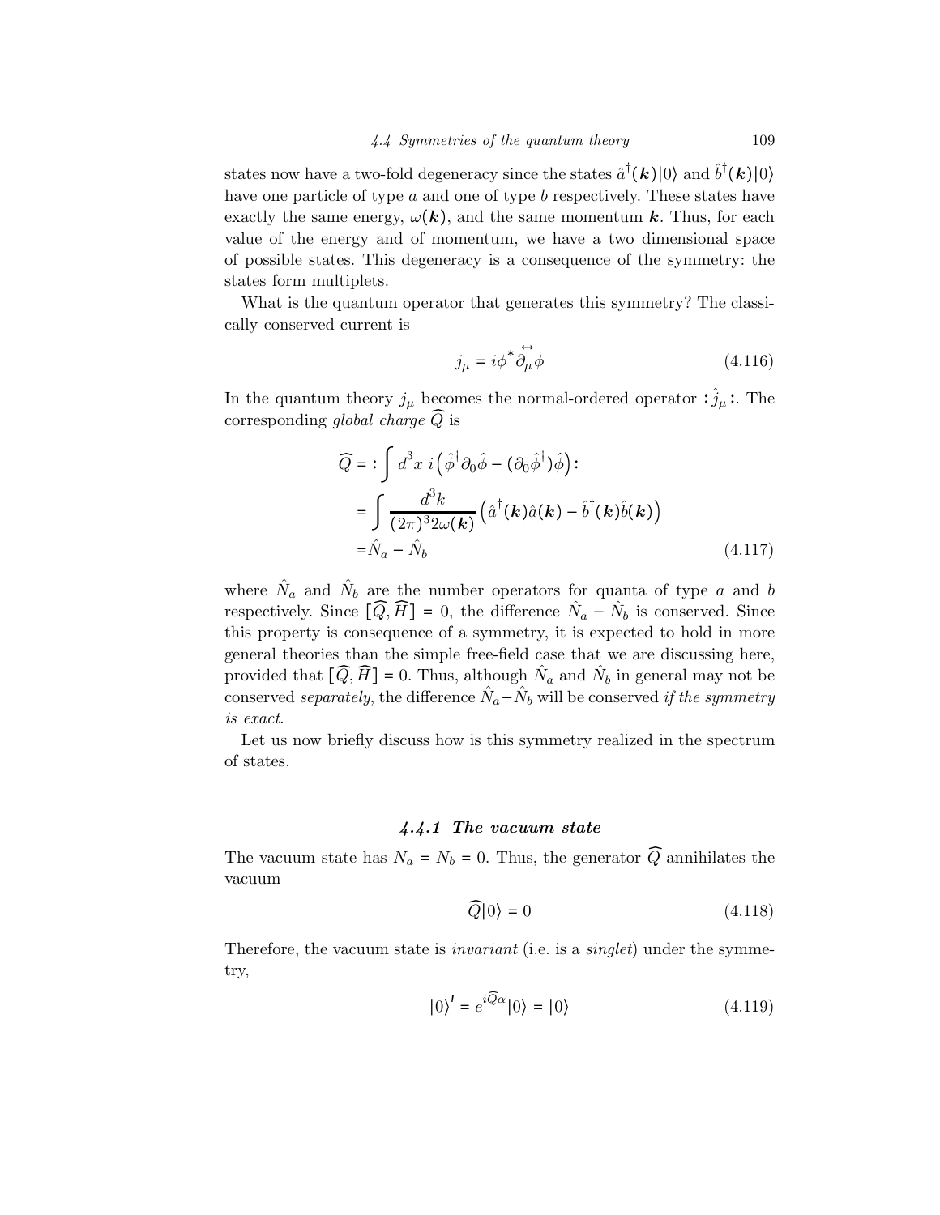states now have a two-fold degeneracy since the states $\hat{a}^\dagger(\boldsymbol{k})|0\rangle$ and $\hat{b}^\dagger(\boldsymbol{k})|0\rangle$ have one particle of type $a$ and one of type $b$ respectively. These states have exactly the same energy, $\omega(\boldsymbol{k})$, and the same momentum $\boldsymbol{k}$. Thus, for each value of the energy and of momentum, we have a two dimensional space of possible states. This degeneracy is a consequence of the symmetry: the states form multiplets.

What is the quantum operator that generates this symmetry? The classically conserved current is

$$j_\mu = i\phi^* \overleftrightarrow{\partial_\mu} \phi \tag{4.116}$$

In the quantum theory $j_\mu$ becomes the normal-ordered operator $:\hat{j}_\mu:$. The corresponding *global charge* $\widehat{Q}$ is

$$\begin{aligned}
\widehat{Q} &= :\int d^3x \; i\left(\hat{\phi}^\dagger \partial_0 \hat{\phi} - (\partial_0 \hat{\phi}^\dagger)\hat{\phi}\right): \\
&= \int \frac{d^3k}{(2\pi)^3 2\omega(\boldsymbol{k})} \left(\hat{a}^\dagger(\boldsymbol{k})\hat{a}(\boldsymbol{k}) - \hat{b}^\dagger(\boldsymbol{k})\hat{b}(\boldsymbol{k})\right) \\
&= \hat{N}_a - \hat{N}_b
\end{aligned} \tag{4.117}$$

where $\hat{N}_a$ and $\hat{N}_b$ are the number operators for quanta of type $a$ and $b$ respectively. Since $[\widehat{Q}, \widehat{H}] = 0$, the difference $\hat{N}_a - \hat{N}_b$ is conserved. Since this property is consequence of a symmetry, it is expected to hold in more general theories than the simple free-field case that we are discussing here, provided that $[\widehat{Q}, \widehat{H}] = 0$. Thus, although $\hat{N}_a$ and $\hat{N}_b$ in general may not be conserved *separately*, the difference $\hat{N}_a - \hat{N}_b$ will be conserved *if the symmetry is exact*.

Let us now briefly discuss how is this symmetry realized in the spectrum of states.

### 4.4.1 The vacuum state

The vacuum state has $N_a = N_b = 0$. Thus, the generator $\widehat{Q}$ annihilates the vacuum

$$\widehat{Q}|0\rangle = 0 \tag{4.118}$$

Therefore, the vacuum state is *invariant* (i.e. is a *singlet*) under the symmetry,

$$|0\rangle' = e^{i\widehat{Q}\alpha}|0\rangle = |0\rangle \tag{4.119}$$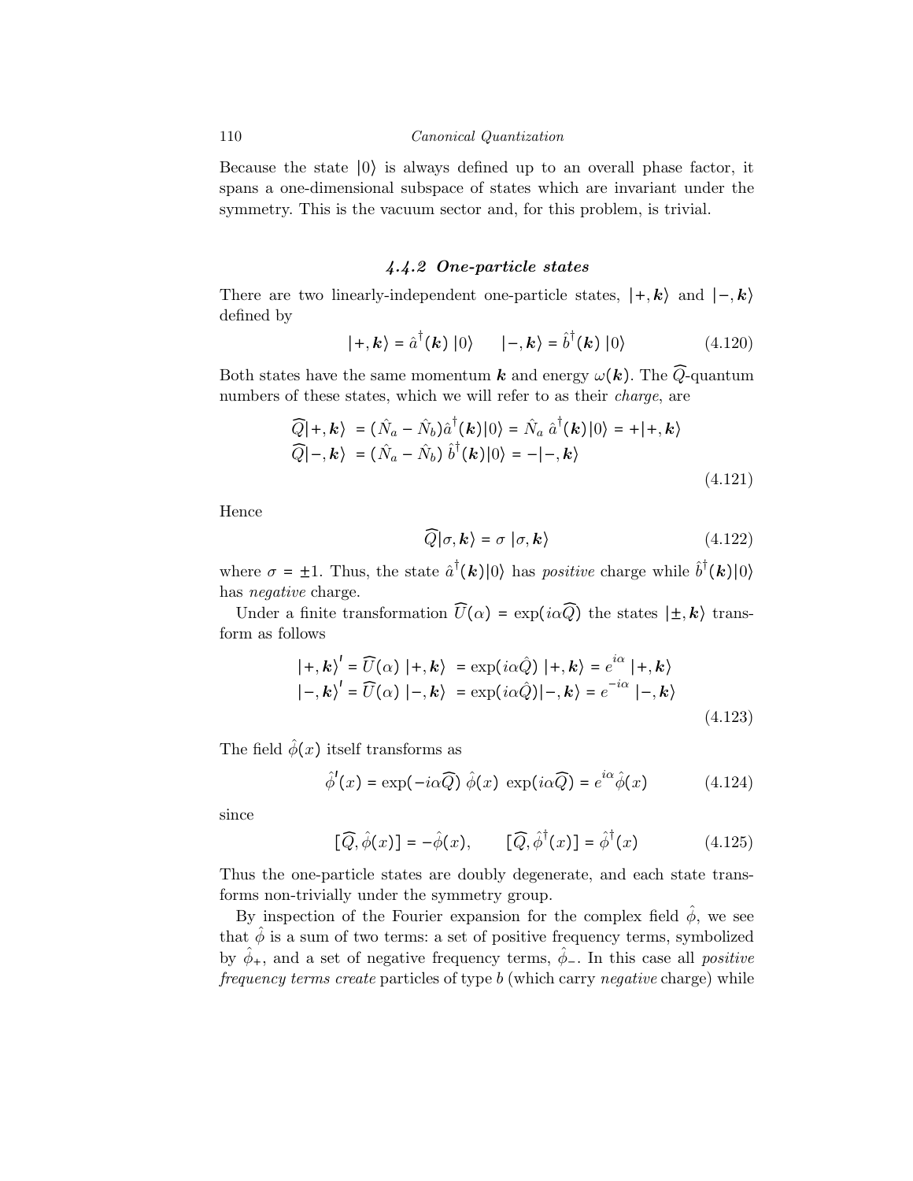Because the state $|0\rangle$ is always defined up to an overall phase factor, it spans a one-dimensional subspace of states which are invariant under the symmetry. This is the vacuum sector and, for this problem, is trivial.

### 4.4.2 One-particle states

There are two linearly-independent one-particle states, $|+,\boldsymbol{k}\rangle$ and $|-,\boldsymbol{k}\rangle$ defined by

$$|+,\boldsymbol{k}\rangle = \hat{a}^{\dagger}(\boldsymbol{k})\,|0\rangle \qquad |-,\boldsymbol{k}\rangle = \hat{b}^{\dagger}(\boldsymbol{k})\,|0\rangle \tag{4.120}$$

Both states have the same momentum $\boldsymbol{k}$ and energy $\omega(\boldsymbol{k})$. The $\widehat{Q}$-quantum numbers of these states, which we will refer to as their *charge*, are

$$\begin{aligned} \widehat{Q}|+,\boldsymbol{k}\rangle &= (\hat{N}_a - \hat{N}_b)\hat{a}^{\dagger}(\boldsymbol{k})|0\rangle = \hat{N}_a\,\hat{a}^{\dagger}(\boldsymbol{k})|0\rangle = +|+,\boldsymbol{k}\rangle \\ \widehat{Q}|-,\boldsymbol{k}\rangle &= (\hat{N}_a - \hat{N}_b)\,\hat{b}^{\dagger}(\boldsymbol{k})|0\rangle = -|-,\boldsymbol{k}\rangle \end{aligned} \tag{4.121}$$

Hence

$$\widehat{Q}|\sigma,\boldsymbol{k}\rangle = \sigma\,|\sigma,\boldsymbol{k}\rangle \tag{4.122}$$

where $\sigma = \pm 1$. Thus, the state $\hat{a}^{\dagger}(\boldsymbol{k})|0\rangle$ has *positive* charge while $\hat{b}^{\dagger}(\boldsymbol{k})|0\rangle$ has *negative* charge.

Under a finite transformation $\widehat{U}(\alpha) = \exp(i\alpha\widehat{Q})$ the states $|\pm,\boldsymbol{k}\rangle$ transform as follows

$$\begin{aligned} |+,\boldsymbol{k}\rangle' = \widehat{U}(\alpha)\,|+,\boldsymbol{k}\rangle &= \exp(i\alpha\hat{Q})\,|+,\boldsymbol{k}\rangle = e^{i\alpha}\,|+,\boldsymbol{k}\rangle \\ |-,\boldsymbol{k}\rangle' = \widehat{U}(\alpha)\,|-,\boldsymbol{k}\rangle &= \exp(i\alpha\hat{Q})|-,\boldsymbol{k}\rangle = e^{-i\alpha}\,|-,\boldsymbol{k}\rangle \end{aligned} \tag{4.123}$$

The field $\hat{\phi}(x)$ itself transforms as

$$\hat{\phi}'(x) = \exp(-i\alpha\widehat{Q})\;\hat{\phi}(x)\;\exp(i\alpha\widehat{Q}) = e^{i\alpha}\hat{\phi}(x) \tag{4.124}$$

since

$$[\widehat{Q},\hat{\phi}(x)] = -\hat{\phi}(x), \qquad [\widehat{Q},\hat{\phi}^{\dagger}(x)] = \hat{\phi}^{\dagger}(x) \tag{4.125}$$

Thus the one-particle states are doubly degenerate, and each state transforms non-trivially under the symmetry group.

By inspection of the Fourier expansion for the complex field $\hat{\phi}$, we see that $\hat{\phi}$ is a sum of two terms: a set of positive frequency terms, symbolized by $\hat{\phi}_+$, and a set of negative frequency terms, $\hat{\phi}_-$. In this case all *positive frequency terms create* particles of type $b$ (which carry *negative* charge) while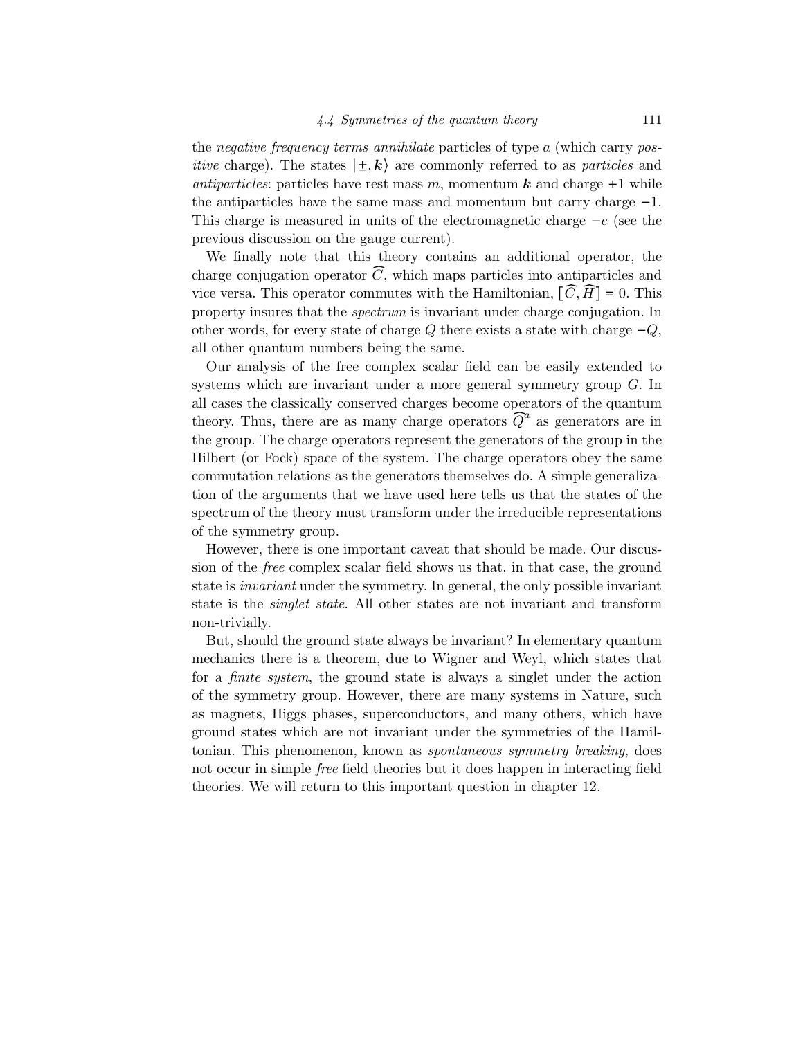the *negative frequency terms annihilate* particles of type $a$ (which carry *positive* charge). The states $|\pm, \boldsymbol{k}\rangle$ are commonly referred to as *particles* and *antiparticles*: particles have rest mass $m$, momentum $\boldsymbol{k}$ and charge $+1$ while the antiparticles have the same mass and momentum but carry charge $-1$. This charge is measured in units of the electromagnetic charge $-e$ (see the previous discussion on the gauge current).

We finally note that this theory contains an additional operator, the charge conjugation operator $\widehat{C}$, which maps particles into antiparticles and vice versa. This operator commutes with the Hamiltonian, $[\widehat{C}, \widehat{H}] = 0$. This property insures that the *spectrum* is invariant under charge conjugation. In other words, for every state of charge $Q$ there exists a state with charge $-Q$, all other quantum numbers being the same.

Our analysis of the free complex scalar field can be easily extended to systems which are invariant under a more general symmetry group $G$. In all cases the classically conserved charges become operators of the quantum theory. Thus, there are as many charge operators $\widehat{Q}^a$ as generators are in the group. The charge operators represent the generators of the group in the Hilbert (or Fock) space of the system. The charge operators obey the same commutation relations as the generators themselves do. A simple generalization of the arguments that we have used here tells us that the states of the spectrum of the theory must transform under the irreducible representations of the symmetry group.

However, there is one important caveat that should be made. Our discussion of the *free* complex scalar field shows us that, in that case, the ground state is *invariant* under the symmetry. In general, the only possible invariant state is the *singlet state*. All other states are not invariant and transform non-trivially.

But, should the ground state always be invariant? In elementary quantum mechanics there is a theorem, due to Wigner and Weyl, which states that for a *finite system*, the ground state is always a singlet under the action of the symmetry group. However, there are many systems in Nature, such as magnets, Higgs phases, superconductors, and many others, which have ground states which are not invariant under the symmetries of the Hamiltonian. This phenomenon, known as *spontaneous symmetry breaking*, does not occur in simple *free* field theories but it does happen in interacting field theories. We will return to this important question in chapter 12.